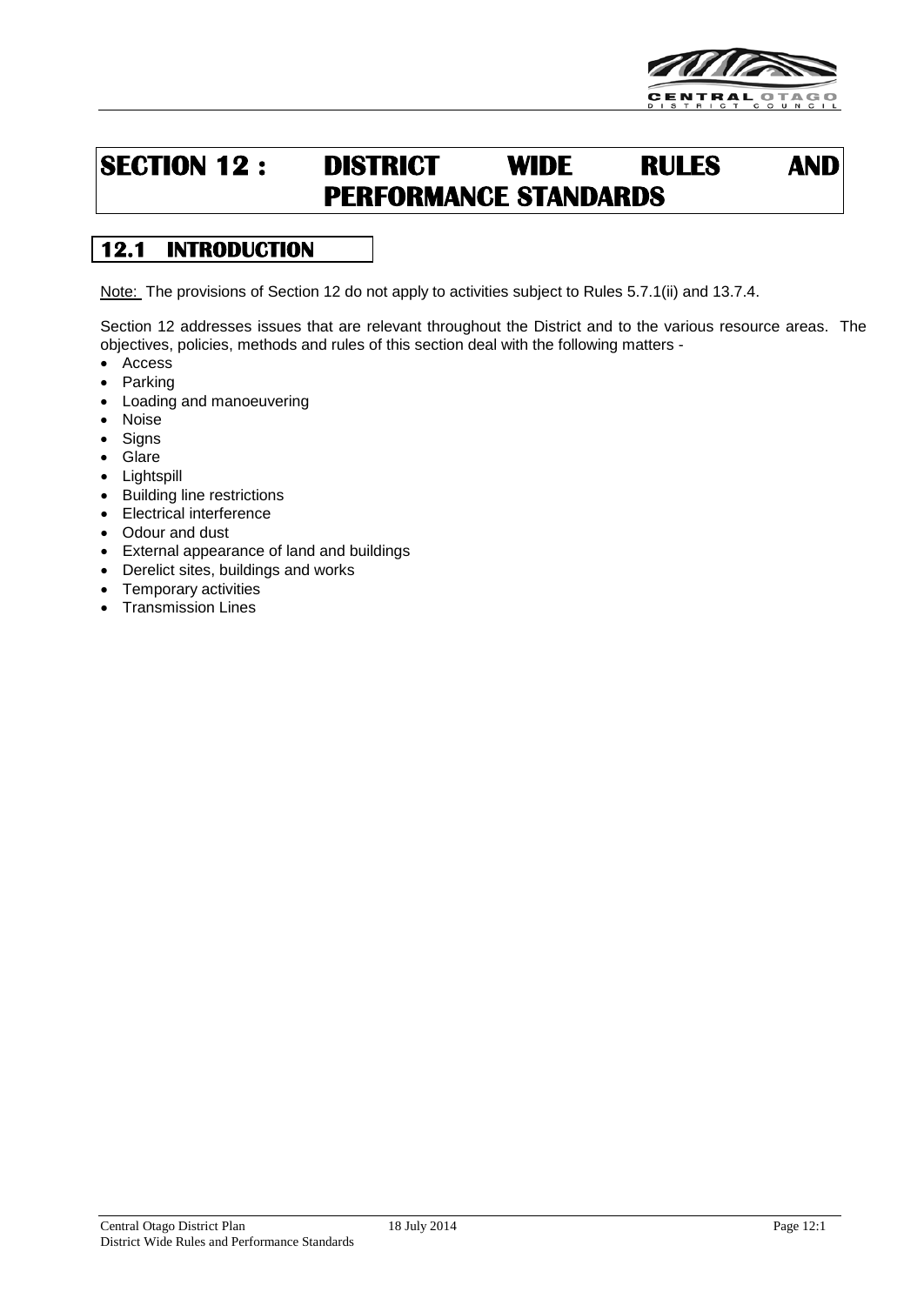# SECTION 12 : DISTRICT WIDE RULES AND PERFORMANCE STANDARDS

## 12.1 INTRODUCTION

Note: The provisions of Section 12 do not apply to activities subject to Rules 5.7.1(ii) and 13.7.4.

Section 12 addresses issues that are relevant throughout the District and to the various resource areas. The objectives, policies, methods and rules of this section deal with the following matters -

- Access
- Parking
- Loading and manoeuvering
- Noise
- Signs
- Glare
- Lightspill
- Building line restrictions
- Electrical interference
- Odour and dust
- External appearance of land and buildings
- Derelict sites, buildings and works
- Temporary activities
- Transmission Lines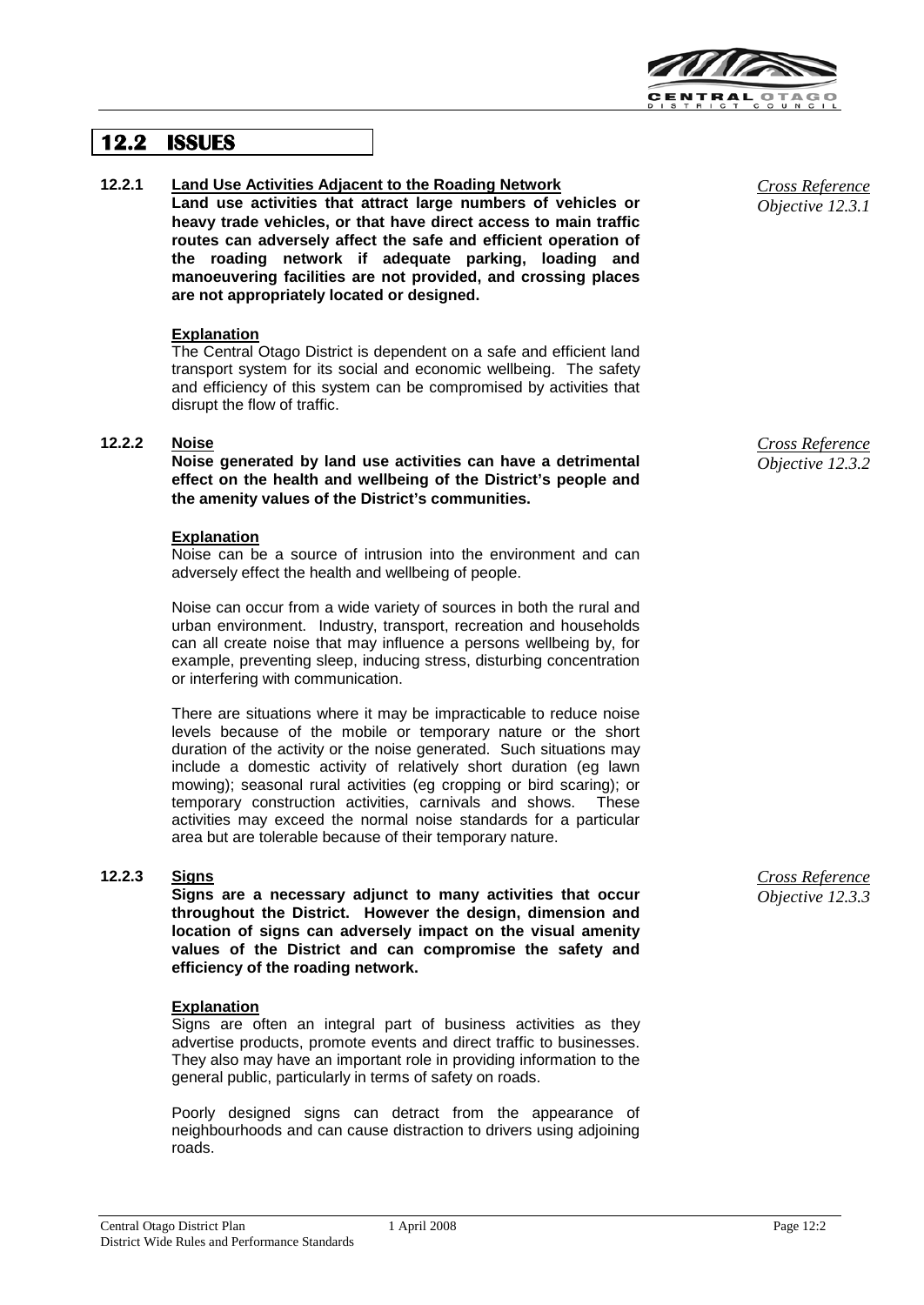## 12.2 ISSUES

### 12.2.1 Land Use Activities Adjacent to the Roading Network

*Cross Reference Objective 12.3.1*

**Land use activities that attract large numbers of vehicles or heavy trade vehicles, or that have direct access to main traffic routes can adversely affect the safe and efficient operation of the roading network if adequate parking, loading and manoeuvering facilities are not provided, and crossing places are not appropriately located or designed.**

**Explanation**

The Central Otago District is dependent on a safe and efficient land transport system for its social and economic wellbeing. The safety and efficiency of this system can be compromised by activities that disrupt the flow of traffic.

### 12.2.2 Noise

*Cross Reference Objective 12.3.2*

**Noise generated by land use activities can have a detrimental effect on the health and wellbeing of the District's people and the amenity values of the District's communities.**

**Explanation**

Noise can be a source of intrusion into the environment and can adversely effect the health and wellbeing of people.

Noise can occur from a wide variety of sources in both the rural and urban environment. Industry, transport, recreation and households can all create noise that may influence a persons wellbeing by, for example, preventing sleep, inducing stress, disturbing concentration or interfering with communication.

There are situations where it may be impracticable to reduce noise levels because of the mobile or temporary nature or the short duration of the activity or the noise generated. Such situations may include a domestic activity of relatively short duration (eg lawn mowing); seasonal rural activities (eg cropping or bird scaring); or temporary construction activities, carnivals and shows. These activities may exceed the normal noise standards for a particular area but are tolerable because of their temporary nature.

### 12.2.3 Signs

*Cross Reference Objective 12.3.3*

**Signs are a necessary adjunct to many activities that occur throughout the District. However the design, dimension and location of signs can adversely impact on the visual amenity values of the District and can compromise the safety and efficiency of the roading network.**

**Explanation**

Signs are often an integral part of business activities as they advertise products, promote events and direct traffic to businesses. They also may have an important role in providing information to the general public, particularly in terms of safety on roads.

Poorly designed signs can detract from the appearance of neighbourhoods and can cause distraction to drivers using adjoining roads.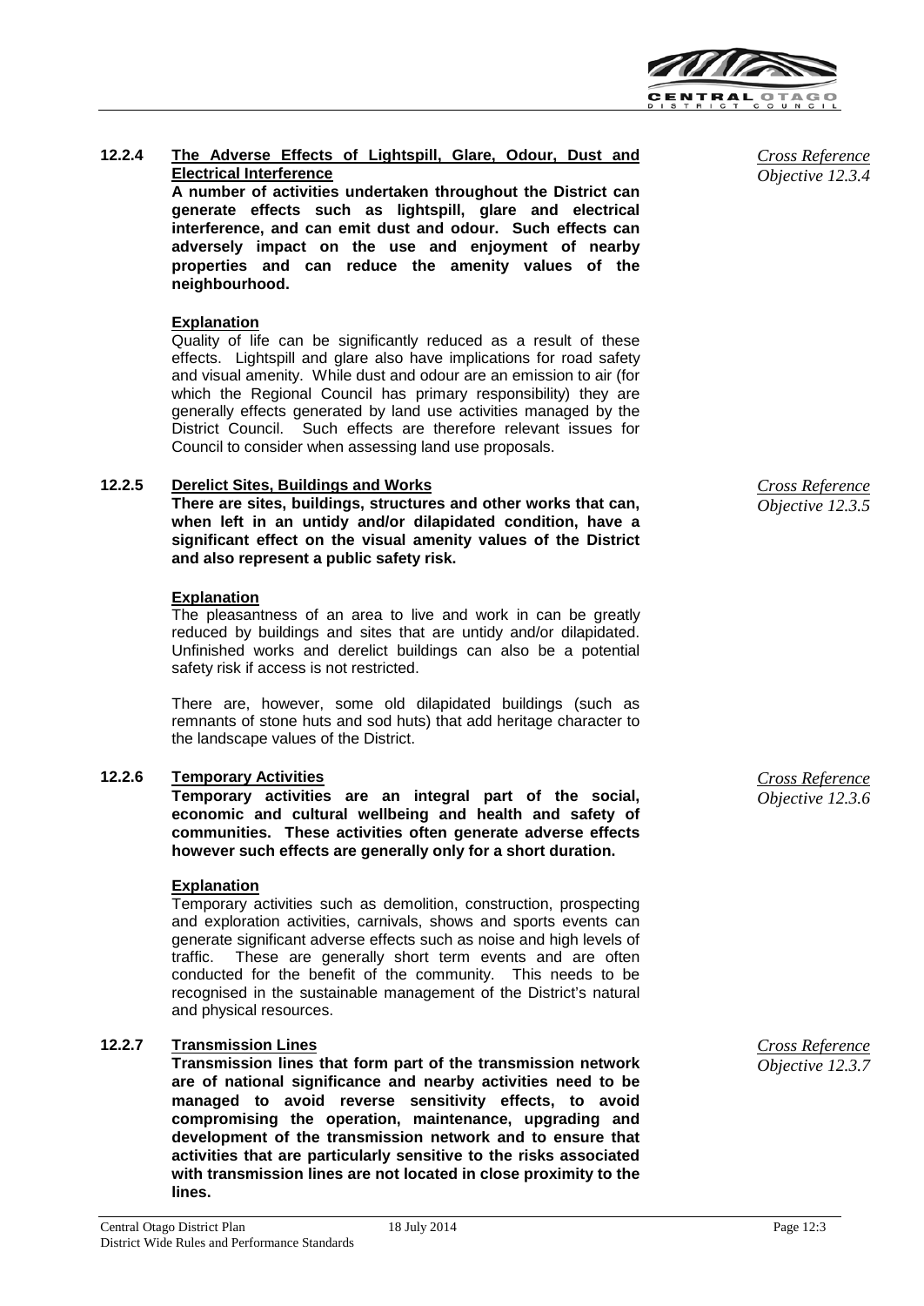### 12.2.4 The Adverse Effects of Lightspill, Glare, Odour, Dust and Electrical Interference

*Cross Reference Objective 12.3.4*

**A number of activities undertaken throughout the District can generate effects such as lightspill, glare and electrical interference, and can emit dust and odour. Such effects can adversely impact on the use and enjoyment of nearby properties and can reduce the amenity values of the neighbourhood.**

**Explanation**

Quality of life can be significantly reduced as a result of these effects. Lightspill and glare also have implications for road safety and visual amenity. While dust and odour are an emission to air (for which the Regional Council has primary responsibility) they are generally effects generated by land use activities managed by the District Council. Such effects are therefore relevant issues for Council to consider when assessing land use proposals.

### 12.2.5 Derelict Sites, Buildings and Works

*Cross Reference Objective 12.3.5*

**There are sites, buildings, structures and other works that can, when left in an untidy and/or dilapidated condition, have a significant effect on the visual amenity values of the District and also represent a public safety risk.**

**Explanation**

The pleasantness of an area to live and work in can be greatly reduced by buildings and sites that are untidy and/or dilapidated. Unfinished works and derelict buildings can also be a potential safety risk if access is not restricted.

There are, however, some old dilapidated buildings (such as remnants of stone huts and sod huts) that add heritage character to the landscape values of the District.

### 12.2.6 Temporary Activities

*Cross Reference Objective 12.3.6*

**Temporary activities are an integral part of the social, economic and cultural wellbeing and health and safety of communities. These activities often generate adverse effects however such effects are generally only for a short duration.**

**Explanation**

Temporary activities such as demolition, construction, prospecting and exploration activities, carnivals, shows and sports events can generate significant adverse effects such as noise and high levels of traffic. These are generally short term events and are often conducted for the benefit of the community. This needs to be recognised in the sustainable management of the District's natural and physical resources.

### 12.2.7 Transmission Lines

*Cross Reference Objective 12.3.7*

**Transmission lines that form part of the transmission network are of national significance and nearby activities need to be managed to avoid reverse sensitivity effects, to avoid compromising the operation, maintenance, upgrading and development of the transmission network and to ensure that activities that are particularly sensitive to the risks associated with transmission lines are not located in close proximity to the lines.**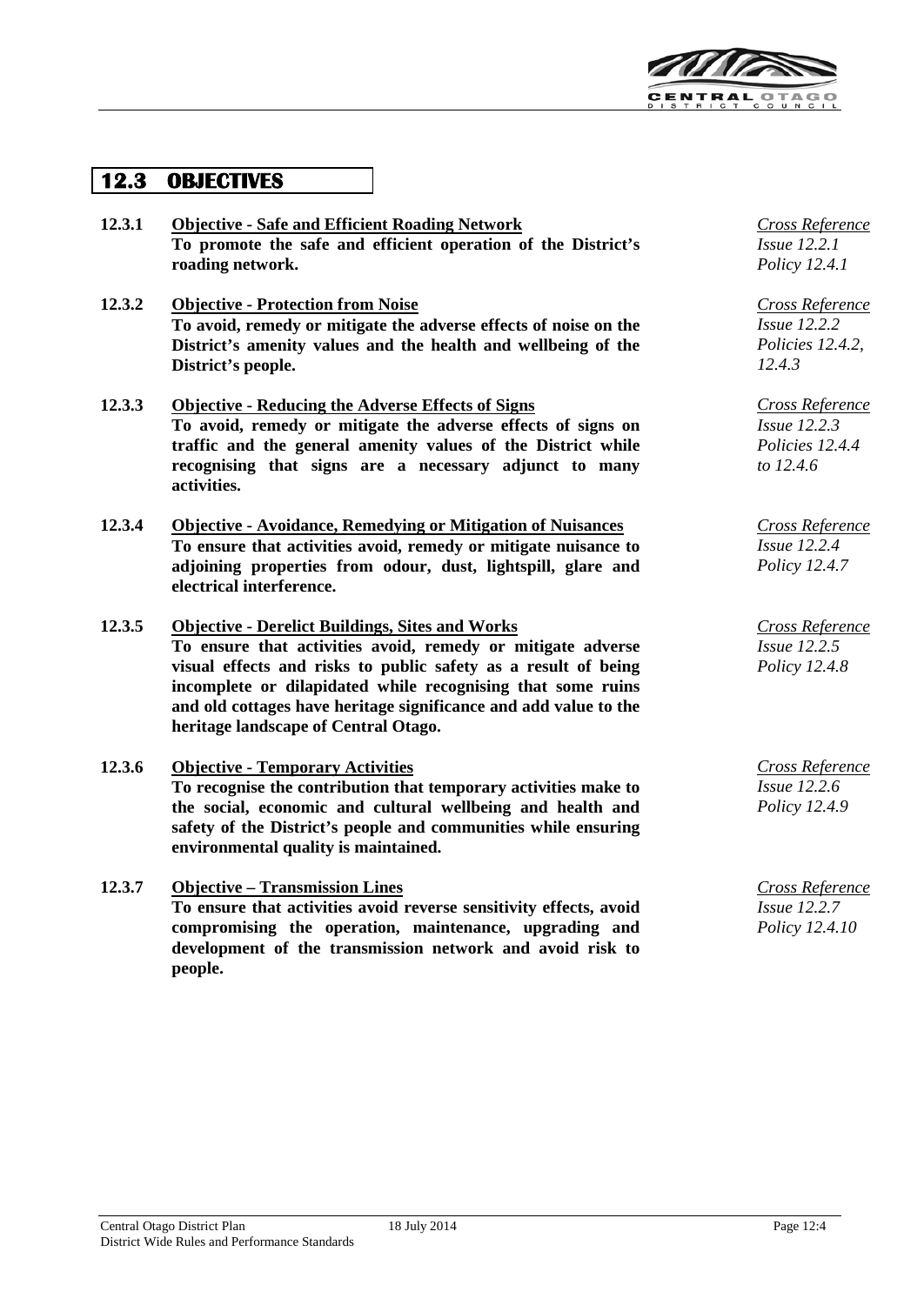## 12.3 OBJECTIVES

**12.3.1** **<u>Objective - Safe and Efficient Roading Network</u>**
**To promote the safe and efficient operation of the District's roading network.**

*<u>Cross Reference</u>*
*Issue 12.2.1*
*Policy 12.4.1*

**12.3.2** **<u>Objective - Protection from Noise</u>**
**To avoid, remedy or mitigate the adverse effects of noise on the District's amenity values and the health and wellbeing of the District's people.**

*<u>Cross Reference</u>*
*Issue 12.2.2*
*Policies 12.4.2, 12.4.3*

**12.3.3** **<u>Objective - Reducing the Adverse Effects of Signs</u>**
**To avoid, remedy or mitigate the adverse effects of signs on traffic and the general amenity values of the District while recognising that signs are a necessary adjunct to many activities.**

*<u>Cross Reference</u>*
*Issue 12.2.3*
*Policies 12.4.4 to 12.4.6*

**12.3.4** **<u>Objective - Avoidance, Remedying or Mitigation of Nuisances</u>**
**To ensure that activities avoid, remedy or mitigate nuisance to adjoining properties from odour, dust, lightspill, glare and electrical interference.**

*<u>Cross Reference</u>*
*Issue 12.2.4*
*Policy 12.4.7*

**12.3.5** **<u>Objective - Derelict Buildings, Sites and Works</u>**
**To ensure that activities avoid, remedy or mitigate adverse visual effects and risks to public safety as a result of being incomplete or dilapidated while recognising that some ruins and old cottages have heritage significance and add value to the heritage landscape of Central Otago.**

*<u>Cross Reference</u>*
*Issue 12.2.5*
*Policy 12.4.8*

**12.3.6** **<u>Objective - Temporary Activities</u>**
**To recognise the contribution that temporary activities make to the social, economic and cultural wellbeing and health and safety of the District's people and communities while ensuring environmental quality is maintained.**

*<u>Cross Reference</u>*
*Issue 12.2.6*
*Policy 12.4.9*

**12.3.7** **<u>Objective – Transmission Lines</u>**
**To ensure that activities avoid reverse sensitivity effects, avoid compromising the operation, maintenance, upgrading and development of the transmission network and avoid risk to people.**

*<u>Cross Reference</u>*
*Issue 12.2.7*
*Policy 12.4.10*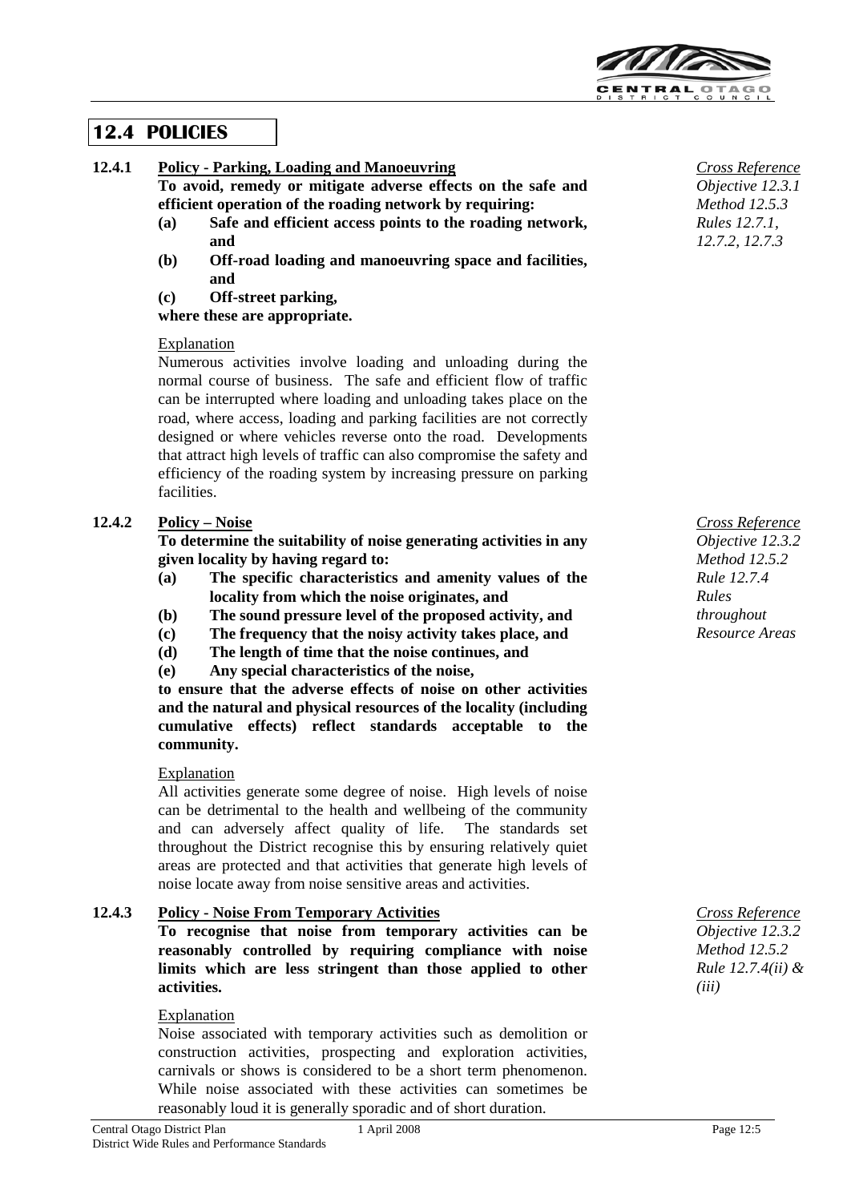## 12.4 POLICIES

### 12.4.1 Policy - Parking, Loading and Manoeuvring

*Cross Reference*
*Objective 12.3.1*
*Method 12.5.3*
*Rules 12.7.1, 12.7.2, 12.7.3*

**To avoid, remedy or mitigate adverse effects on the safe and efficient operation of the roading network by requiring:**

**(a) Safe and efficient access points to the roading network, and**

**(b) Off-road loading and manoeuvring space and facilities, and**

**(c) Off-street parking,**

**where these are appropriate.**

Explanation

Numerous activities involve loading and unloading during the normal course of business. The safe and efficient flow of traffic can be interrupted where loading and unloading takes place on the road, where access, loading and parking facilities are not correctly designed or where vehicles reverse onto the road. Developments that attract high levels of traffic can also compromise the safety and efficiency of the roading system by increasing pressure on parking facilities.

### 12.4.2 Policy – Noise

*Cross Reference*
*Objective 12.3.2*
*Method 12.5.2*
*Rule 12.7.4*
*Rules throughout Resource Areas*

**To determine the suitability of noise generating activities in any given locality by having regard to:**

**(a) The specific characteristics and amenity values of the locality from which the noise originates, and**

**(b) The sound pressure level of the proposed activity, and**

**(c) The frequency that the noisy activity takes place, and**

**(d) The length of time that the noise continues, and**

**(e) Any special characteristics of the noise,**

**to ensure that the adverse effects of noise on other activities and the natural and physical resources of the locality (including cumulative effects) reflect standards acceptable to the community.**

Explanation

All activities generate some degree of noise. High levels of noise can be detrimental to the health and wellbeing of the community and can adversely affect quality of life. The standards set throughout the District recognise this by ensuring relatively quiet areas are protected and that activities that generate high levels of noise locate away from noise sensitive areas and activities.

### 12.4.3 Policy - Noise From Temporary Activities

*Cross Reference*
*Objective 12.3.2*
*Method 12.5.2*
*Rule 12.7.4(ii) & (iii)*

**To recognise that noise from temporary activities can be reasonably controlled by requiring compliance with noise limits which are less stringent than those applied to other activities.**

Explanation

Noise associated with temporary activities such as demolition or construction activities, prospecting and exploration activities, carnivals or shows is considered to be a short term phenomenon. While noise associated with these activities can sometimes be reasonably loud it is generally sporadic and of short duration.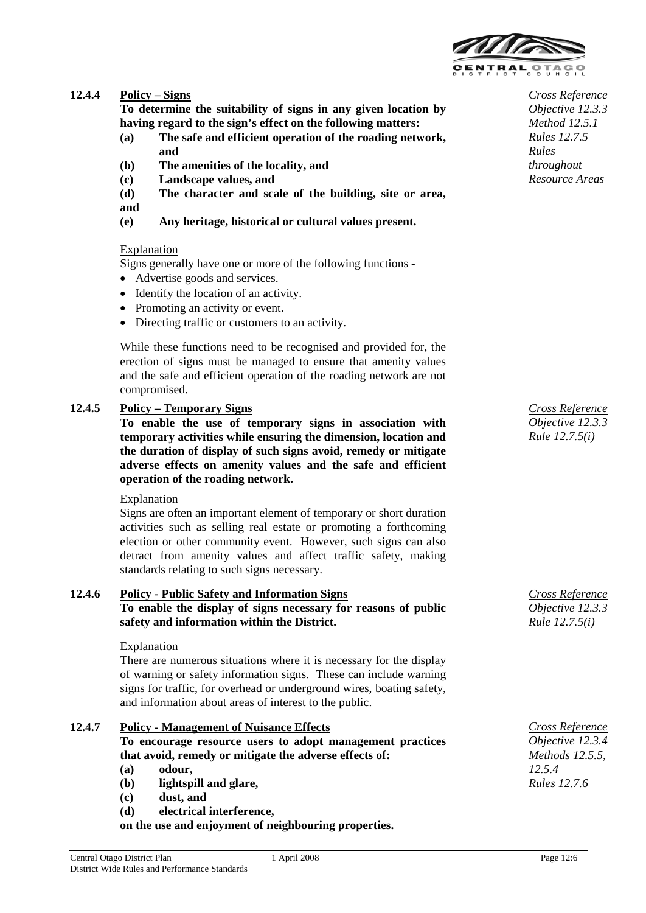### 12.4.4 Policy – Signs

*Cross Reference*
*Objective 12.3.3*
*Method 12.5.1*
*Rules 12.7.5*
*Rules throughout Resource Areas*

**To determine the suitability of signs in any given location by having regard to the sign's effect on the following matters:**

**(a) The safe and efficient operation of the roading network, and**

**(b) The amenities of the locality, and**

**(c) Landscape values, and**

**(d) The character and scale of the building, site or area, and**

**(e) Any heritage, historical or cultural values present.**

Explanation

Signs generally have one or more of the following functions -

- Advertise goods and services.
- Identify the location of an activity.
- Promoting an activity or event.
- Directing traffic or customers to an activity.

While these functions need to be recognised and provided for, the erection of signs must be managed to ensure that amenity values and the safe and efficient operation of the roading network are not compromised.

### 12.4.5 Policy – Temporary Signs

*Cross Reference*
*Objective 12.3.3*
*Rule 12.7.5(i)*

**To enable the use of temporary signs in association with temporary activities while ensuring the dimension, location and the duration of display of such signs avoid, remedy or mitigate adverse effects on amenity values and the safe and efficient operation of the roading network.**

Explanation

Signs are often an important element of temporary or short duration activities such as selling real estate or promoting a forthcoming election or other community event. However, such signs can also detract from amenity values and affect traffic safety, making standards relating to such signs necessary.

### 12.4.6 Policy - Public Safety and Information Signs

*Cross Reference*
*Objective 12.3.3*
*Rule 12.7.5(i)*

**To enable the display of signs necessary for reasons of public safety and information within the District.**

Explanation

There are numerous situations where it is necessary for the display of warning or safety information signs. These can include warning signs for traffic, for overhead or underground wires, boating safety, and information about areas of interest to the public.

### 12.4.7 Policy - Management of Nuisance Effects

*Cross Reference*
*Objective 12.3.4*
*Methods 12.5.5, 12.5.4*
*Rules 12.7.6*

**To encourage resource users to adopt management practices that avoid, remedy or mitigate the adverse effects of:**

**(a) odour,**

**(b) lightspill and glare,**

**(c) dust, and**

**(d) electrical interference,**

**on the use and enjoyment of neighbouring properties.**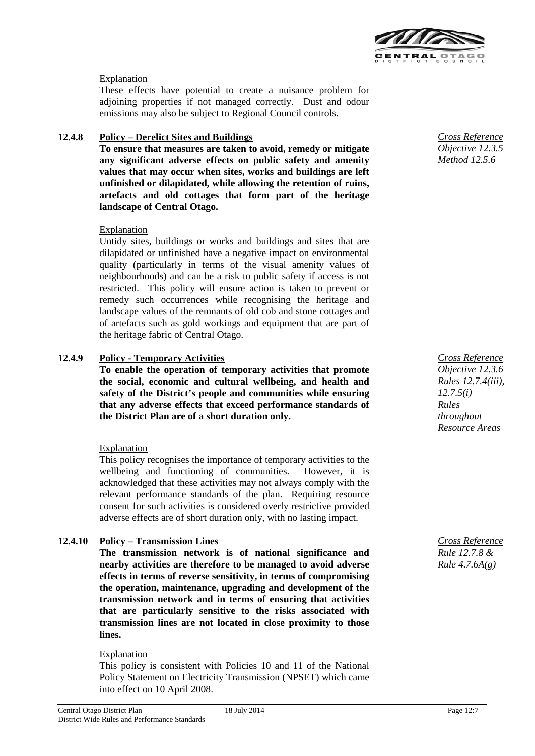Explanation

These effects have potential to create a nuisance problem for adjoining properties if not managed correctly. Dust and odour emissions may also be subject to Regional Council controls.

**12.4.8 Policy – Derelict Sites and Buildings**

*Cross Reference*
*Objective 12.3.5*
*Method 12.5.6*

**To ensure that measures are taken to avoid, remedy or mitigate any significant adverse effects on public safety and amenity values that may occur when sites, works and buildings are left unfinished or dilapidated, while allowing the retention of ruins, artefacts and old cottages that form part of the heritage landscape of Central Otago.**

Explanation

Untidy sites, buildings or works and buildings and sites that are dilapidated or unfinished have a negative impact on environmental quality (particularly in terms of the visual amenity values of neighbourhoods) and can be a risk to public safety if access is not restricted. This policy will ensure action is taken to prevent or remedy such occurrences while recognising the heritage and landscape values of the remnants of old cob and stone cottages and of artefacts such as gold workings and equipment that are part of the heritage fabric of Central Otago.

**12.4.9 Policy - Temporary Activities**

*Cross Reference*
*Objective 12.3.6*
*Rules 12.7.4(iii), 12.7.5(i)*
*Rules throughout Resource Areas*

**To enable the operation of temporary activities that promote the social, economic and cultural wellbeing, and health and safety of the District's people and communities while ensuring that any adverse effects that exceed performance standards of the District Plan are of a short duration only.**

Explanation

This policy recognises the importance of temporary activities to the wellbeing and functioning of communities. However, it is acknowledged that these activities may not always comply with the relevant performance standards of the plan. Requiring resource consent for such activities is considered overly restrictive provided adverse effects are of short duration only, with no lasting impact.

**12.4.10 Policy – Transmission Lines**

*Cross Reference*
*Rule 12.7.8 &*
*Rule 4.7.6A(g)*

**The transmission network is of national significance and nearby activities are therefore to be managed to avoid adverse effects in terms of reverse sensitivity, in terms of compromising the operation, maintenance, upgrading and development of the transmission network and in terms of ensuring that activities that are particularly sensitive to the risks associated with transmission lines are not located in close proximity to those lines.**

Explanation

This policy is consistent with Policies 10 and 11 of the National Policy Statement on Electricity Transmission (NPSET) which came into effect on 10 April 2008.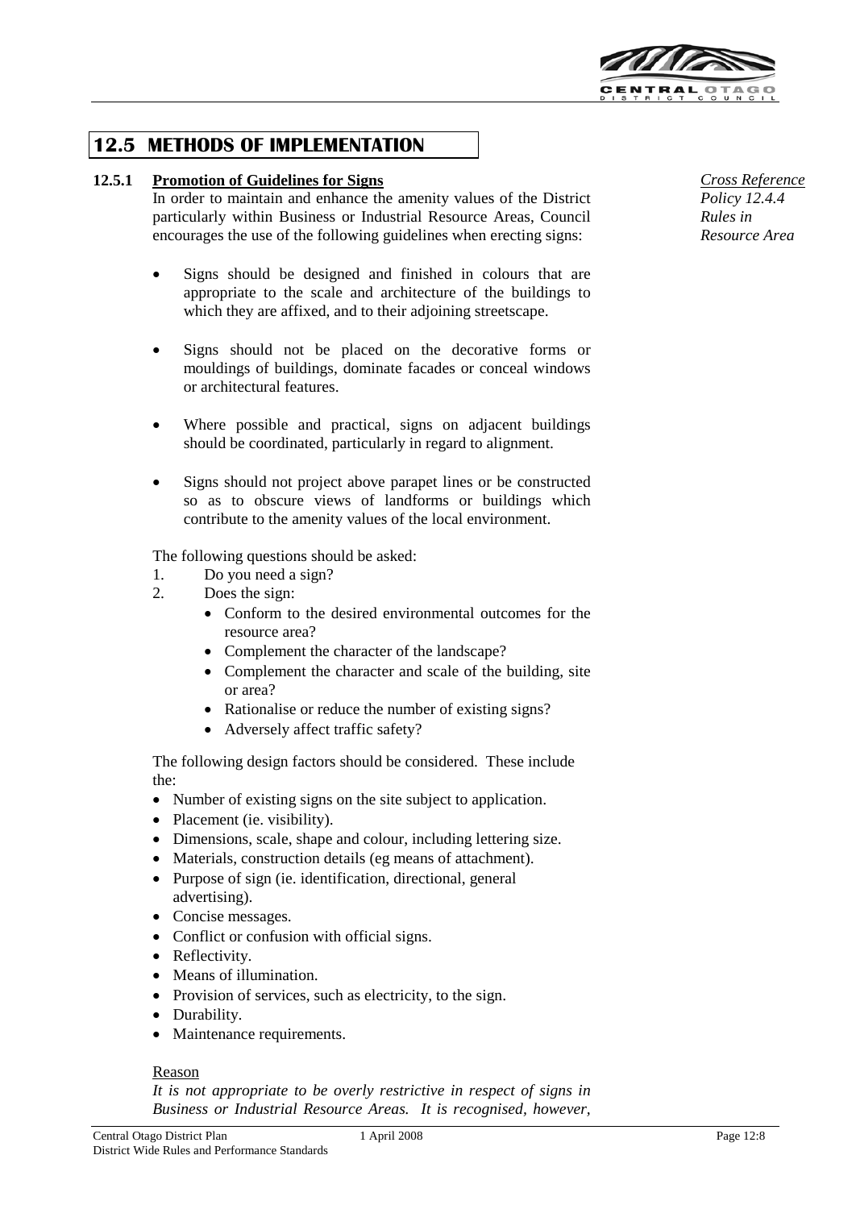## 12.5 METHODS OF IMPLEMENTATION

### 12.5.1 Promotion of Guidelines for Signs

*Cross Reference*
*Policy 12.4.4*
*Rules in Resource Area*

In order to maintain and enhance the amenity values of the District particularly within Business or Industrial Resource Areas, Council encourages the use of the following guidelines when erecting signs:

- Signs should be designed and finished in colours that are appropriate to the scale and architecture of the buildings to which they are affixed, and to their adjoining streetscape.
- Signs should not be placed on the decorative forms or mouldings of buildings, dominate facades or conceal windows or architectural features.
- Where possible and practical, signs on adjacent buildings should be coordinated, particularly in regard to alignment.
- Signs should not project above parapet lines or be constructed so as to obscure views of landforms or buildings which contribute to the amenity values of the local environment.

The following questions should be asked:

1. Do you need a sign?
2. Does the sign:
   - Conform to the desired environmental outcomes for the resource area?
   - Complement the character of the landscape?
   - Complement the character and scale of the building, site or area?
   - Rationalise or reduce the number of existing signs?
   - Adversely affect traffic safety?

The following design factors should be considered. These include the:

- Number of existing signs on the site subject to application.
- Placement (ie. visibility).
- Dimensions, scale, shape and colour, including lettering size.
- Materials, construction details (eg means of attachment).
- Purpose of sign (ie. identification, directional, general advertising).
- Concise messages.
- Conflict or confusion with official signs.
- Reflectivity.
- Means of illumination.
- Provision of services, such as electricity, to the sign.
- Durability.
- Maintenance requirements.

Reason

*It is not appropriate to be overly restrictive in respect of signs in Business or Industrial Resource Areas. It is recognised, however,*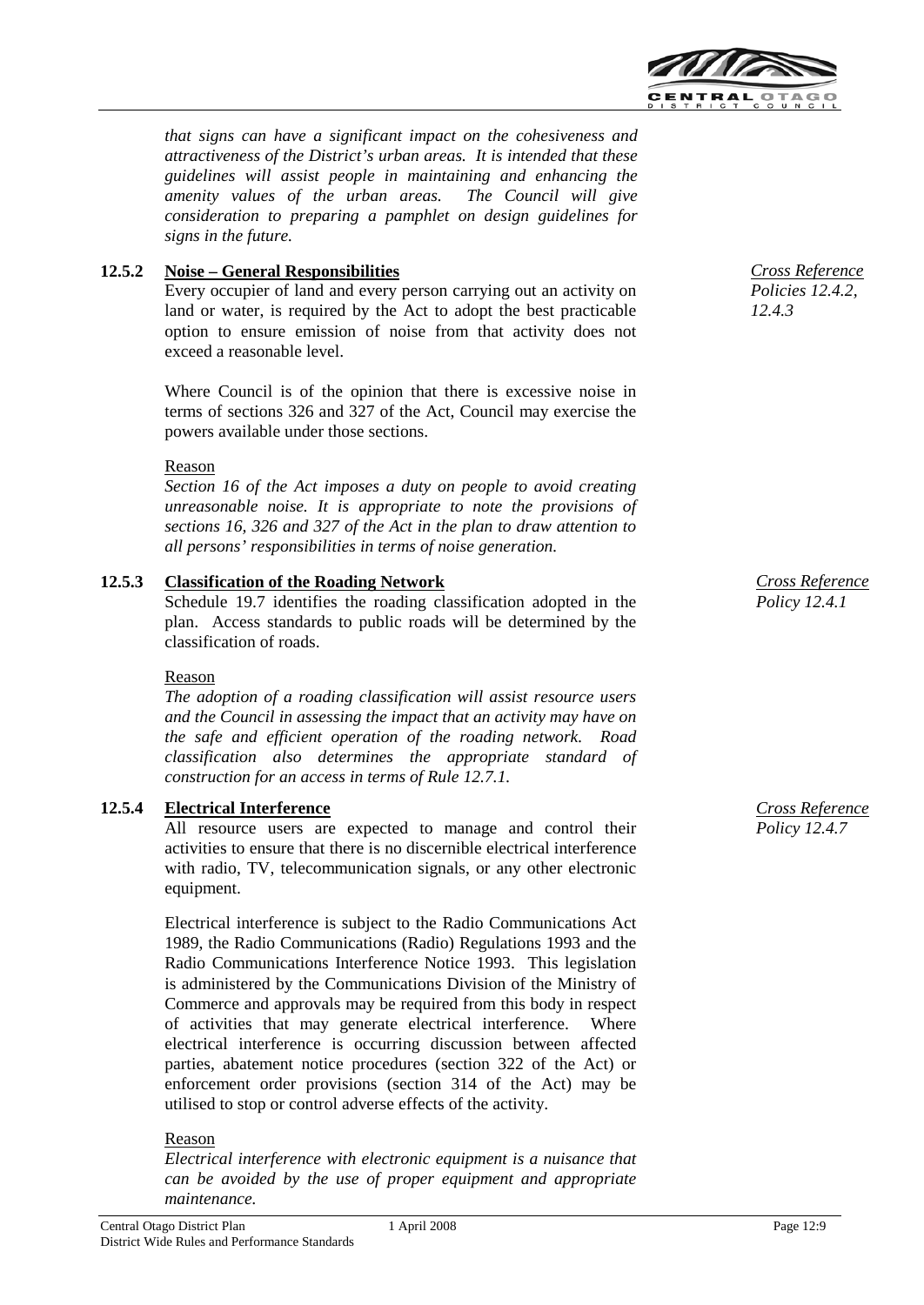*that signs can have a significant impact on the cohesiveness and attractiveness of the District's urban areas. It is intended that these guidelines will assist people in maintaining and enhancing the amenity values of the urban areas. The Council will give consideration to preparing a pamphlet on design guidelines for signs in the future.*

### 12.5.2 Noise – General Responsibilities

*Cross Reference Policies 12.4.2, 12.4.3*

Every occupier of land and every person carrying out an activity on land or water, is required by the Act to adopt the best practicable option to ensure emission of noise from that activity does not exceed a reasonable level.

Where Council is of the opinion that there is excessive noise in terms of sections 326 and 327 of the Act, Council may exercise the powers available under those sections.

Reason

*Section 16 of the Act imposes a duty on people to avoid creating unreasonable noise. It is appropriate to note the provisions of sections 16, 326 and 327 of the Act in the plan to draw attention to all persons' responsibilities in terms of noise generation.*

### 12.5.3 Classification of the Roading Network

*Cross Reference Policy 12.4.1*

Schedule 19.7 identifies the roading classification adopted in the plan. Access standards to public roads will be determined by the classification of roads.

Reason

*The adoption of a roading classification will assist resource users and the Council in assessing the impact that an activity may have on the safe and efficient operation of the roading network. Road classification also determines the appropriate standard of construction for an access in terms of Rule 12.7.1.*

### 12.5.4 Electrical Interference

*Cross Reference Policy 12.4.7*

All resource users are expected to manage and control their activities to ensure that there is no discernible electrical interference with radio, TV, telecommunication signals, or any other electronic equipment.

Electrical interference is subject to the Radio Communications Act 1989, the Radio Communications (Radio) Regulations 1993 and the Radio Communications Interference Notice 1993. This legislation is administered by the Communications Division of the Ministry of Commerce and approvals may be required from this body in respect of activities that may generate electrical interference. Where electrical interference is occurring discussion between affected parties, abatement notice procedures (section 322 of the Act) or enforcement order provisions (section 314 of the Act) may be utilised to stop or control adverse effects of the activity.

Reason

*Electrical interference with electronic equipment is a nuisance that can be avoided by the use of proper equipment and appropriate maintenance.*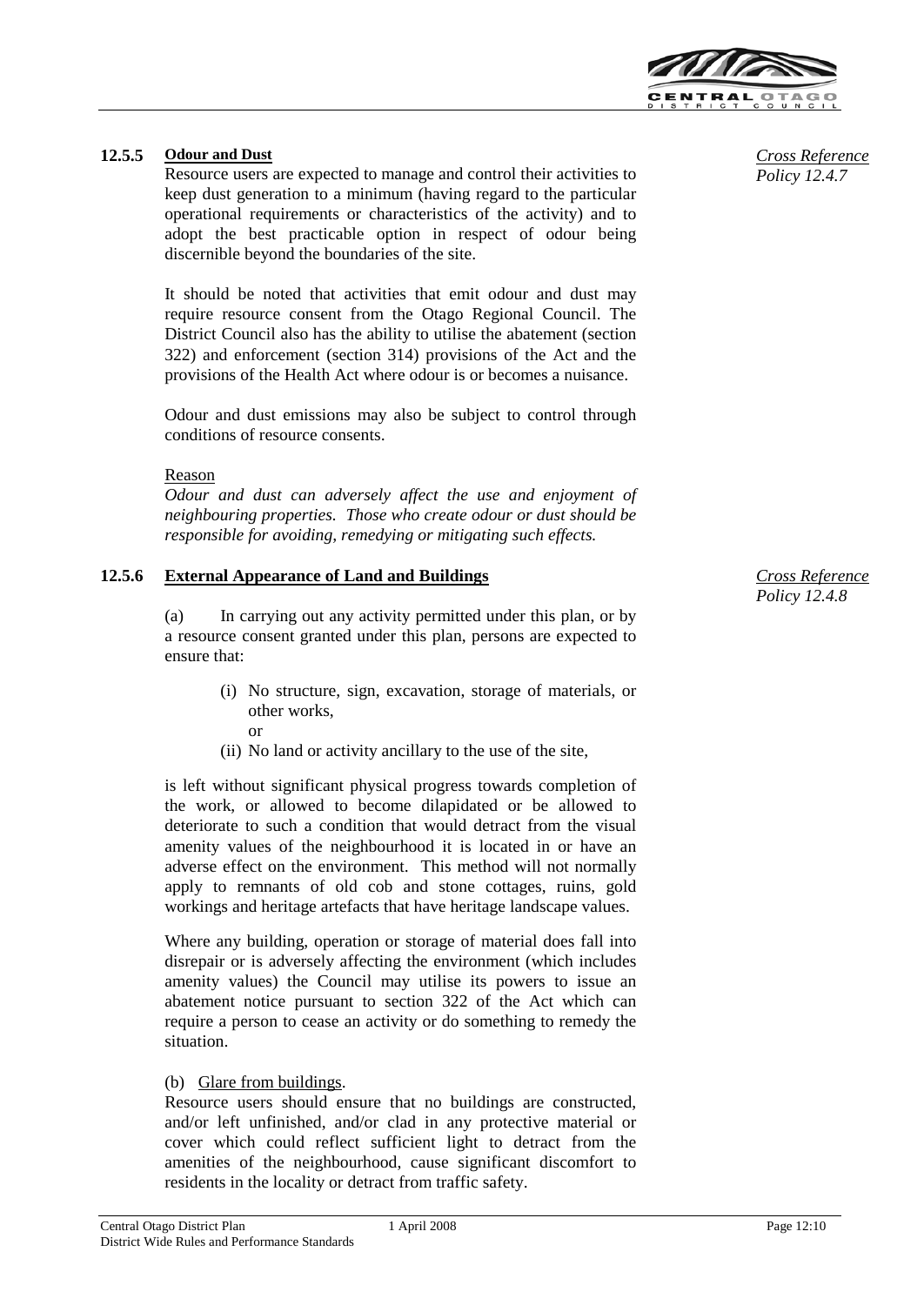### 12.5.5 Odour and Dust

*Cross Reference Policy 12.4.7*

Resource users are expected to manage and control their activities to keep dust generation to a minimum (having regard to the particular operational requirements or characteristics of the activity) and to adopt the best practicable option in respect of odour being discernible beyond the boundaries of the site.

It should be noted that activities that emit odour and dust may require resource consent from the Otago Regional Council. The District Council also has the ability to utilise the abatement (section 322) and enforcement (section 314) provisions of the Act and the provisions of the Health Act where odour is or becomes a nuisance.

Odour and dust emissions may also be subject to control through conditions of resource consents.

Reason

*Odour and dust can adversely affect the use and enjoyment of neighbouring properties. Those who create odour or dust should be responsible for avoiding, remedying or mitigating such effects.*

### 12.5.6 External Appearance of Land and Buildings

*Cross Reference Policy 12.4.8*

(a) In carrying out any activity permitted under this plan, or by a resource consent granted under this plan, persons are expected to ensure that:

- (i) No structure, sign, excavation, storage of materials, or other works,
  or
- (ii) No land or activity ancillary to the use of the site,

is left without significant physical progress towards completion of the work, or allowed to become dilapidated or be allowed to deteriorate to such a condition that would detract from the visual amenity values of the neighbourhood it is located in or have an adverse effect on the environment. This method will not normally apply to remnants of old cob and stone cottages, ruins, gold workings and heritage artefacts that have heritage landscape values.

Where any building, operation or storage of material does fall into disrepair or is adversely affecting the environment (which includes amenity values) the Council may utilise its powers to issue an abatement notice pursuant to section 322 of the Act which can require a person to cease an activity or do something to remedy the situation.

(b) Glare from buildings.

Resource users should ensure that no buildings are constructed, and/or left unfinished, and/or clad in any protective material or cover which could reflect sufficient light to detract from the amenities of the neighbourhood, cause significant discomfort to residents in the locality or detract from traffic safety.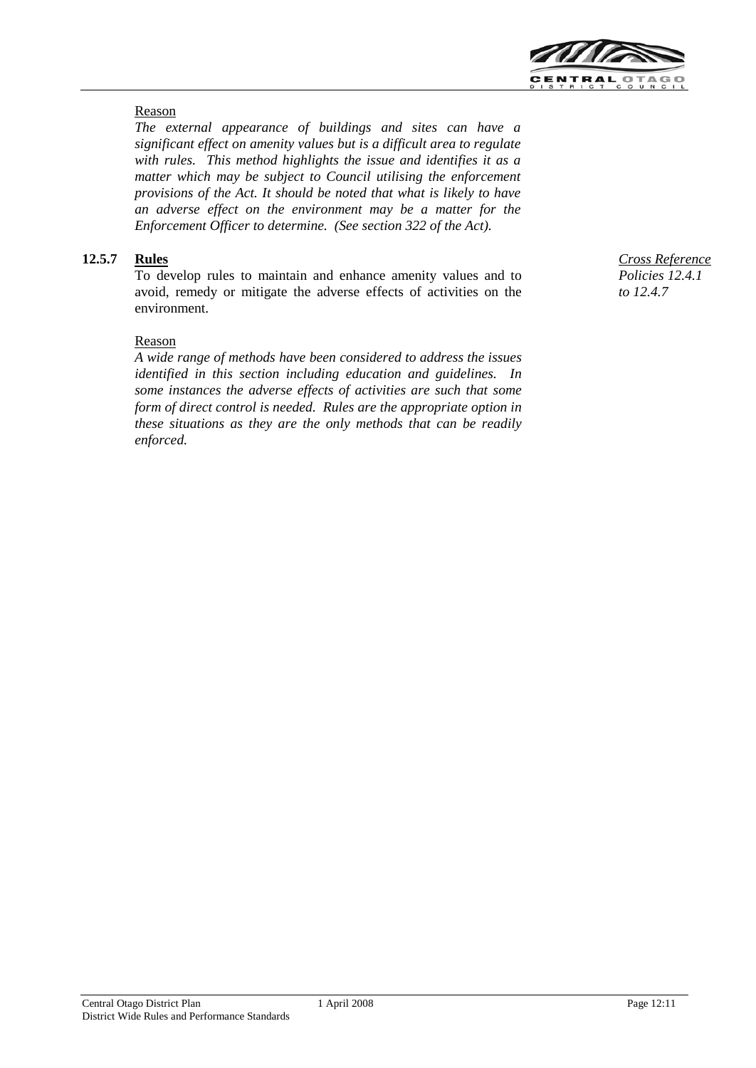Reason

*The external appearance of buildings and sites can have a significant effect on amenity values but is a difficult area to regulate with rules. This method highlights the issue and identifies it as a matter which may be subject to Council utilising the enforcement provisions of the Act. It should be noted that what is likely to have an adverse effect on the environment may be a matter for the Enforcement Officer to determine. (See section 322 of the Act).*

### 12.5.7 Rules

*Cross Reference Policies 12.4.1 to 12.4.7*

To develop rules to maintain and enhance amenity values and to avoid, remedy or mitigate the adverse effects of activities on the environment.

Reason

*A wide range of methods have been considered to address the issues identified in this section including education and guidelines. In some instances the adverse effects of activities are such that some form of direct control is needed. Rules are the appropriate option in these situations as they are the only methods that can be readily enforced.*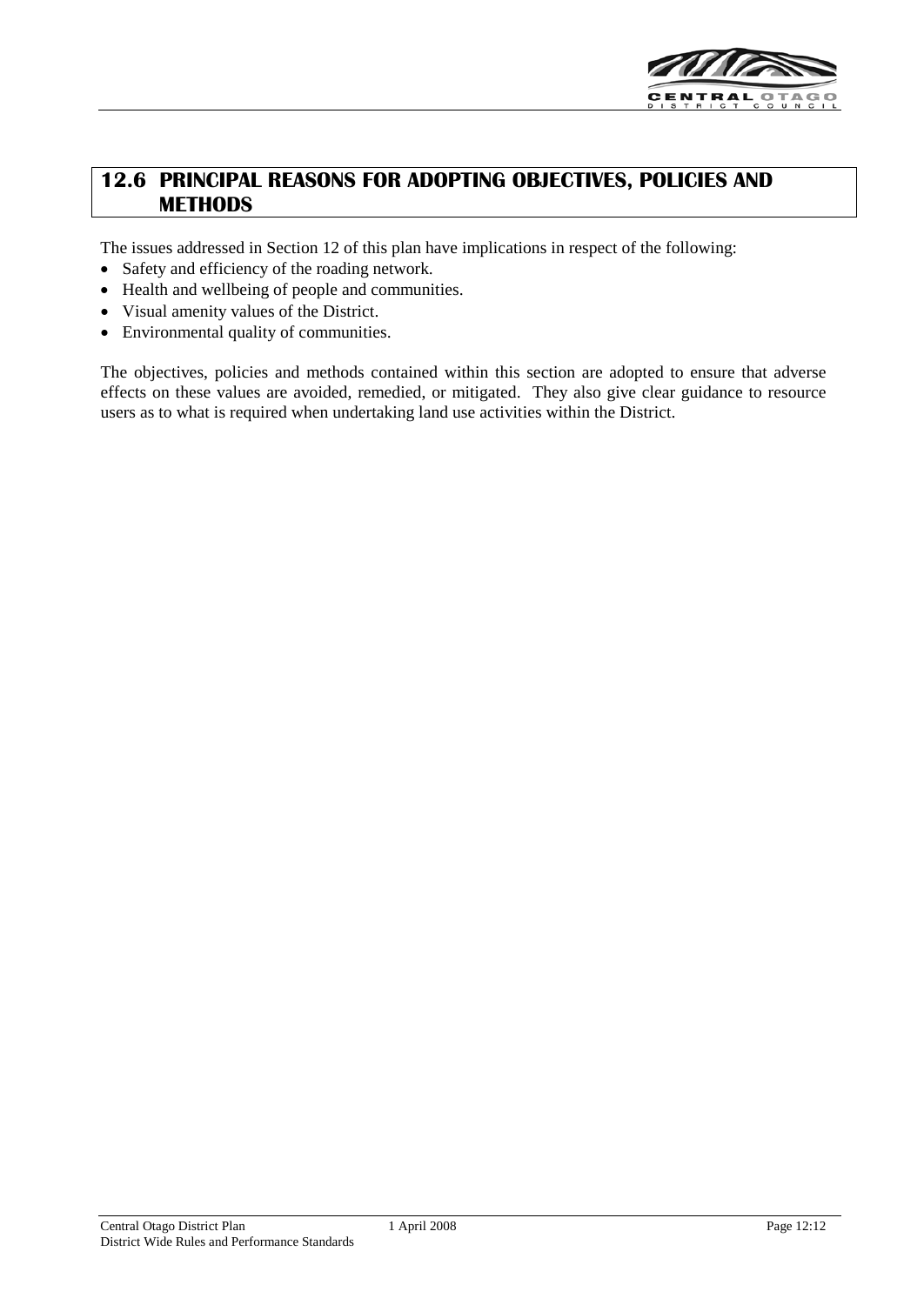## 12.6 PRINCIPAL REASONS FOR ADOPTING OBJECTIVES, POLICIES AND METHODS

The issues addressed in Section 12 of this plan have implications in respect of the following:

- Safety and efficiency of the roading network.
- Health and wellbeing of people and communities.
- Visual amenity values of the District.
- Environmental quality of communities.

The objectives, policies and methods contained within this section are adopted to ensure that adverse effects on these values are avoided, remedied, or mitigated. They also give clear guidance to resource users as to what is required when undertaking land use activities within the District.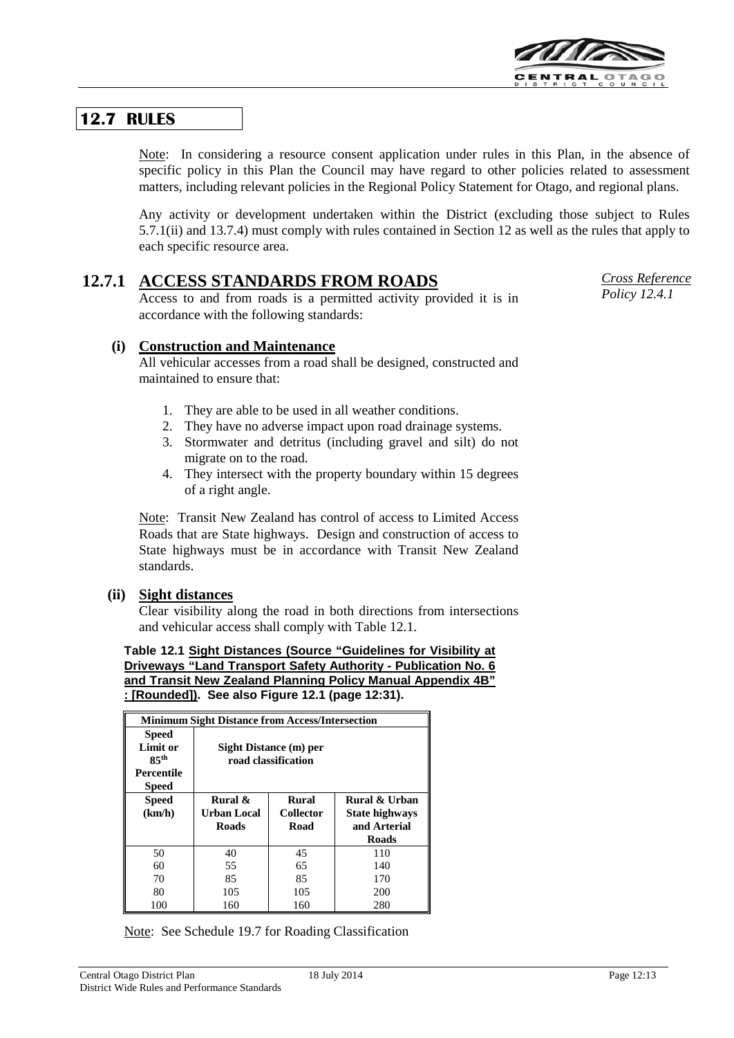## 12.7 RULES

Note: In considering a resource consent application under rules in this Plan, in the absence of specific policy in this Plan the Council may have regard to other policies related to assessment matters, including relevant policies in the Regional Policy Statement for Otago, and regional plans.

Any activity or development undertaken within the District (excluding those subject to Rules 5.7.1(ii) and 13.7.4) must comply with rules contained in Section 12 as well as the rules that apply to each specific resource area.

### 12.7.1 ACCESS STANDARDS FROM ROADS

*Cross Reference Policy 12.4.1*

Access to and from roads is a permitted activity provided it is in accordance with the following standards:

#### (i) Construction and Maintenance

All vehicular accesses from a road shall be designed, constructed and maintained to ensure that:

1. They are able to be used in all weather conditions.
2. They have no adverse impact upon road drainage systems.
3. Stormwater and detritus (including gravel and silt) do not migrate on to the road.
4. They intersect with the property boundary within 15 degrees of a right angle.

Note: Transit New Zealand has control of access to Limited Access Roads that are State highways. Design and construction of access to State highways must be in accordance with Transit New Zealand standards.

#### (ii) Sight distances

Clear visibility along the road in both directions from intersections and vehicular access shall comply with Table 12.1.

**Table 12.1 Sight Distances (Source "Guidelines for Visibility at Driveways "Land Transport Safety Authority - Publication No. 6 and Transit New Zealand Planning Policy Manual Appendix 4B" : [Rounded]). See also Figure 12.1 (page 12:31).**

| Minimum Sight Distance from Access/Intersection | | | |
|---|---|---|---|
| Speed Limit or 85th Percentile Speed | Sight Distance (m) per road classification | | |
| Speed (km/h) | Rural & Urban Local Roads | Rural Collector Road | Rural & Urban State highways and Arterial Roads |
| 50 | 40 | 45 | 110 |
| 60 | 55 | 65 | 140 |
| 70 | 85 | 85 | 170 |
| 80 | 105 | 105 | 200 |
| 100 | 160 | 160 | 280 |

Note: See Schedule 19.7 for Roading Classification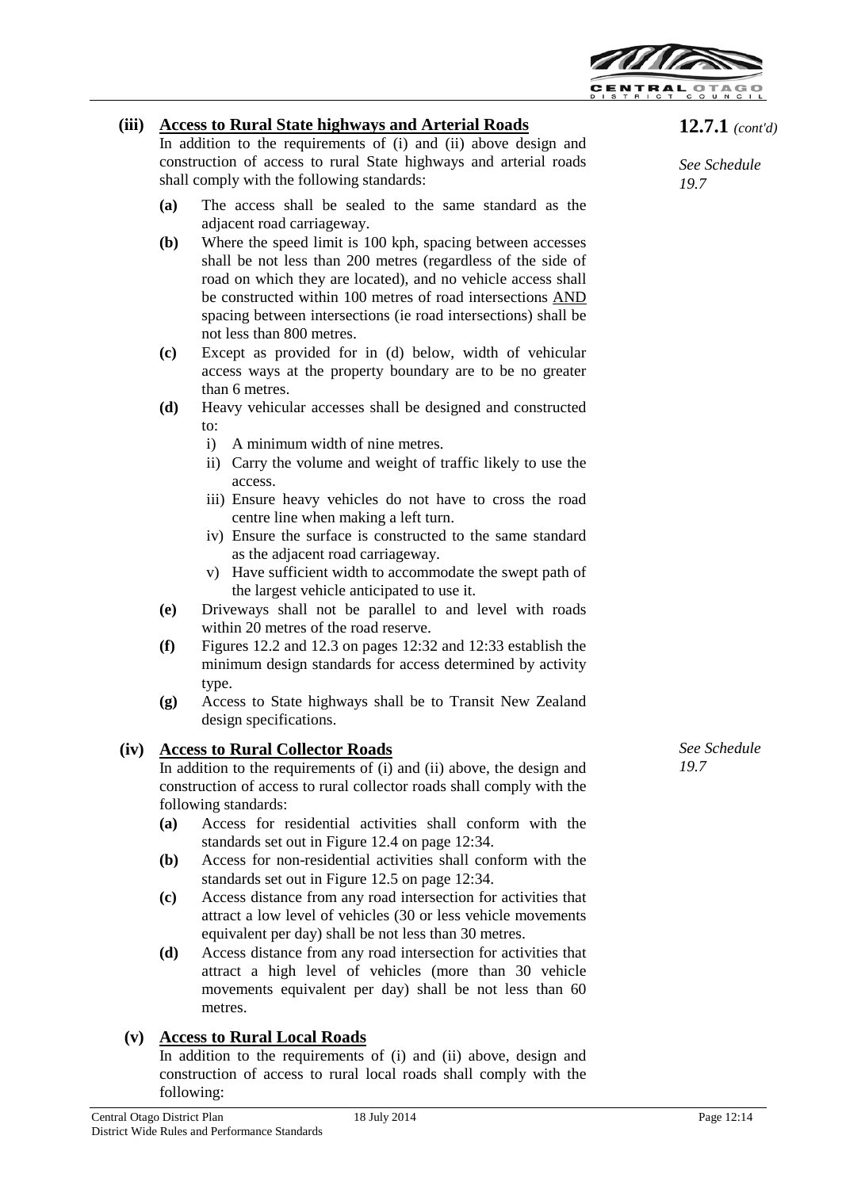**12.7.1** *(cont'd)*

**(iii) Access to Rural State highways and Arterial Roads**

*See Schedule 19.7*

In addition to the requirements of (i) and (ii) above design and construction of access to rural State highways and arterial roads shall comply with the following standards:

- **(a)** The access shall be sealed to the same standard as the adjacent road carriageway.
- **(b)** Where the speed limit is 100 kph, spacing between accesses shall be not less than 200 metres (regardless of the side of road on which they are located), and no vehicle access shall be constructed within 100 metres of road intersections AND spacing between intersections (ie road intersections) shall be not less than 800 metres.
- **(c)** Except as provided for in (d) below, width of vehicular access ways at the property boundary are to be no greater than 6 metres.
- **(d)** Heavy vehicular accesses shall be designed and constructed to:
  - i) A minimum width of nine metres.
  - ii) Carry the volume and weight of traffic likely to use the access.
  - iii) Ensure heavy vehicles do not have to cross the road centre line when making a left turn.
  - iv) Ensure the surface is constructed to the same standard as the adjacent road carriageway.
  - v) Have sufficient width to accommodate the swept path of the largest vehicle anticipated to use it.
- **(e)** Driveways shall not be parallel to and level with roads within 20 metres of the road reserve.
- **(f)** Figures 12.2 and 12.3 on pages 12:32 and 12:33 establish the minimum design standards for access determined by activity type.
- **(g)** Access to State highways shall be to Transit New Zealand design specifications.

**(iv) Access to Rural Collector Roads**

*See Schedule 19.7*

In addition to the requirements of (i) and (ii) above, the design and construction of access to rural collector roads shall comply with the following standards:

- **(a)** Access for residential activities shall conform with the standards set out in Figure 12.4 on page 12:34.
- **(b)** Access for non-residential activities shall conform with the standards set out in Figure 12.5 on page 12:34.
- **(c)** Access distance from any road intersection for activities that attract a low level of vehicles (30 or less vehicle movements equivalent per day) shall be not less than 30 metres.
- **(d)** Access distance from any road intersection for activities that attract a high level of vehicles (more than 30 vehicle movements equivalent per day) shall be not less than 60 metres.

**(v) Access to Rural Local Roads**

In addition to the requirements of (i) and (ii) above, design and construction of access to rural local roads shall comply with the following: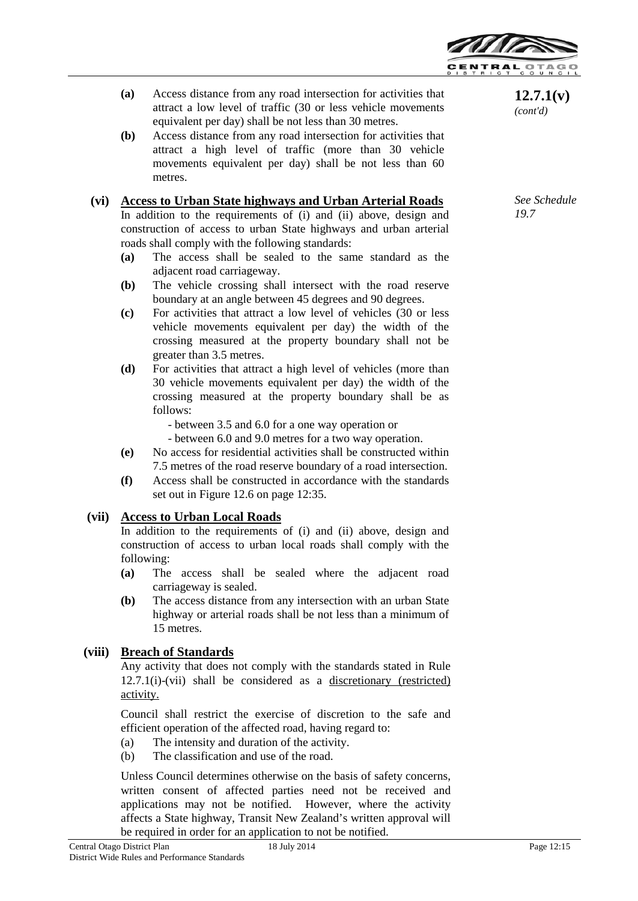**12.7.1(v)** *(cont'd)*

**(a)** Access distance from any road intersection for activities that attract a low level of traffic (30 or less vehicle movements equivalent per day) shall be not less than 30 metres.

**(b)** Access distance from any road intersection for activities that attract a high level of traffic (more than 30 vehicle movements equivalent per day) shall be not less than 60 metres.

**(vi) Access to Urban State highways and Urban Arterial Roads**

*See Schedule 19.7*

In addition to the requirements of (i) and (ii) above, design and construction of access to urban State highways and urban arterial roads shall comply with the following standards:

**(a)** The access shall be sealed to the same standard as the adjacent road carriageway.

**(b)** The vehicle crossing shall intersect with the road reserve boundary at an angle between 45 degrees and 90 degrees.

**(c)** For activities that attract a low level of vehicles (30 or less vehicle movements equivalent per day) the width of the crossing measured at the property boundary shall not be greater than 3.5 metres.

**(d)** For activities that attract a high level of vehicles (more than 30 vehicle movements equivalent per day) the width of the crossing measured at the property boundary shall be as follows:

- between 3.5 and 6.0 for a one way operation or
- between 6.0 and 9.0 metres for a two way operation.

**(e)** No access for residential activities shall be constructed within 7.5 metres of the road reserve boundary of a road intersection.

**(f)** Access shall be constructed in accordance with the standards set out in Figure 12.6 on page 12:35.

**(vii) Access to Urban Local Roads**

In addition to the requirements of (i) and (ii) above, design and construction of access to urban local roads shall comply with the following:

**(a)** The access shall be sealed where the adjacent road carriageway is sealed.

**(b)** The access distance from any intersection with an urban State highway or arterial roads shall be not less than a minimum of 15 metres.

**(viii) Breach of Standards**

Any activity that does not comply with the standards stated in Rule 12.7.1(i)-(vii) shall be considered as a discretionary (restricted) activity.

Council shall restrict the exercise of discretion to the safe and efficient operation of the affected road, having regard to:

(a) The intensity and duration of the activity.

(b) The classification and use of the road.

Unless Council determines otherwise on the basis of safety concerns, written consent of affected parties need not be received and applications may not be notified. However, where the activity affects a State highway, Transit New Zealand's written approval will be required in order for an application to not be notified.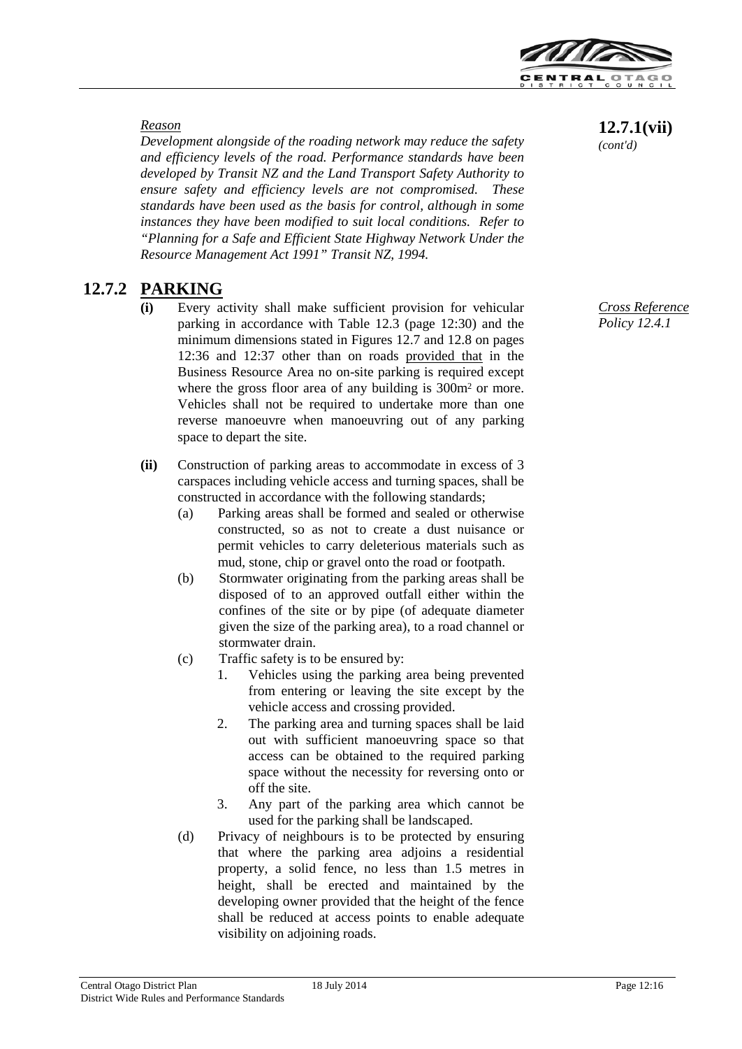**12.7.1(vii)** *(cont'd)*

<u>*Reason*</u>

*Development alongside of the roading network may reduce the safety and efficiency levels of the road. Performance standards have been developed by Transit NZ and the Land Transport Safety Authority to ensure safety and efficiency levels are not compromised. These standards have been used as the basis for control, although in some instances they have been modified to suit local conditions. Refer to "Planning for a Safe and Efficient State Highway Network Under the Resource Management Act 1991" Transit NZ, 1994.*

## 12.7.2 PARKING

*<u>Cross Reference</u>*
*Policy 12.4.1*

**(i)** Every activity shall make sufficient provision for vehicular parking in accordance with Table 12.3 (page 12:30) and the minimum dimensions stated in Figures 12.7 and 12.8 on pages 12:36 and 12:37 other than on roads <u>provided that</u> in the Business Resource Area no on-site parking is required except where the gross floor area of any building is 300m² or more. Vehicles shall not be required to undertake more than one reverse manoeuvre when manoeuvring out of any parking space to depart the site.

**(ii)** Construction of parking areas to accommodate in excess of 3 carspaces including vehicle access and turning spaces, shall be constructed in accordance with the following standards;

(a) Parking areas shall be formed and sealed or otherwise constructed, so as not to create a dust nuisance or permit vehicles to carry deleterious materials such as mud, stone, chip or gravel onto the road or footpath.

(b) Stormwater originating from the parking areas shall be disposed of to an approved outfall either within the confines of the site or by pipe (of adequate diameter given the size of the parking area), to a road channel or stormwater drain.

(c) Traffic safety is to be ensured by:

1. Vehicles using the parking area being prevented from entering or leaving the site except by the vehicle access and crossing provided.
2. The parking area and turning spaces shall be laid out with sufficient manoeuvring space so that access can be obtained to the required parking space without the necessity for reversing onto or off the site.
3. Any part of the parking area which cannot be used for the parking shall be landscaped.

(d) Privacy of neighbours is to be protected by ensuring that where the parking area adjoins a residential property, a solid fence, no less than 1.5 metres in height, shall be erected and maintained by the developing owner provided that the height of the fence shall be reduced at access points to enable adequate visibility on adjoining roads.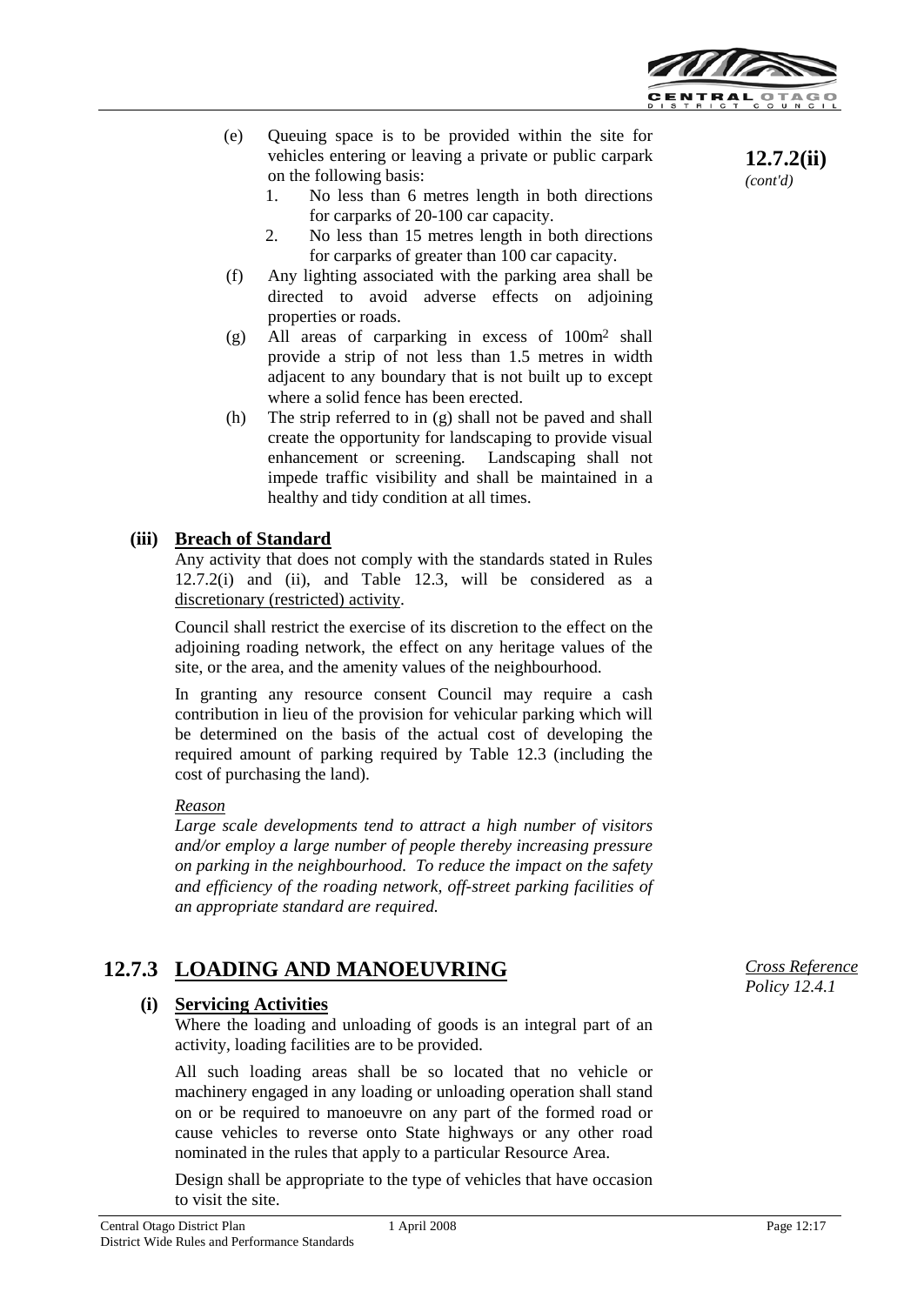**12.7.2(ii)** *(cont'd)*

(e) Queuing space is to be provided within the site for vehicles entering or leaving a private or public carpark on the following basis:
   1. No less than 6 metres length in both directions for carparks of 20-100 car capacity.
   2. No less than 15 metres length in both directions for carparks of greater than 100 car capacity.

(f) Any lighting associated with the parking area shall be directed to avoid adverse effects on adjoining properties or roads.

(g) All areas of carparking in excess of $100m^2$ shall provide a strip of not less than 1.5 metres in width adjacent to any boundary that is not built up to except where a solid fence has been erected.

(h) The strip referred to in (g) shall not be paved and shall create the opportunity for landscaping to provide visual enhancement or screening. Landscaping shall not impede traffic visibility and shall be maintained in a healthy and tidy condition at all times.

### (iii) Breach of Standard

Any activity that does not comply with the standards stated in Rules 12.7.2(i) and (ii), and Table 12.3, will be considered as a discretionary (restricted) activity.

Council shall restrict the exercise of its discretion to the effect on the adjoining roading network, the effect on any heritage values of the site, or the area, and the amenity values of the neighbourhood.

In granting any resource consent Council may require a cash contribution in lieu of the provision for vehicular parking which will be determined on the basis of the actual cost of developing the required amount of parking required by Table 12.3 (including the cost of purchasing the land).

*Reason*

*Large scale developments tend to attract a high number of visitors and/or employ a large number of people thereby increasing pressure on parking in the neighbourhood. To reduce the impact on the safety and efficiency of the roading network, off-street parking facilities of an appropriate standard are required.*

## 12.7.3 LOADING AND MANOEUVRING

*Cross Reference Policy 12.4.1*

### (i) Servicing Activities

Where the loading and unloading of goods is an integral part of an activity, loading facilities are to be provided.

All such loading areas shall be so located that no vehicle or machinery engaged in any loading or unloading operation shall stand on or be required to manoeuvre on any part of the formed road or cause vehicles to reverse onto State highways or any other road nominated in the rules that apply to a particular Resource Area.

Design shall be appropriate to the type of vehicles that have occasion to visit the site.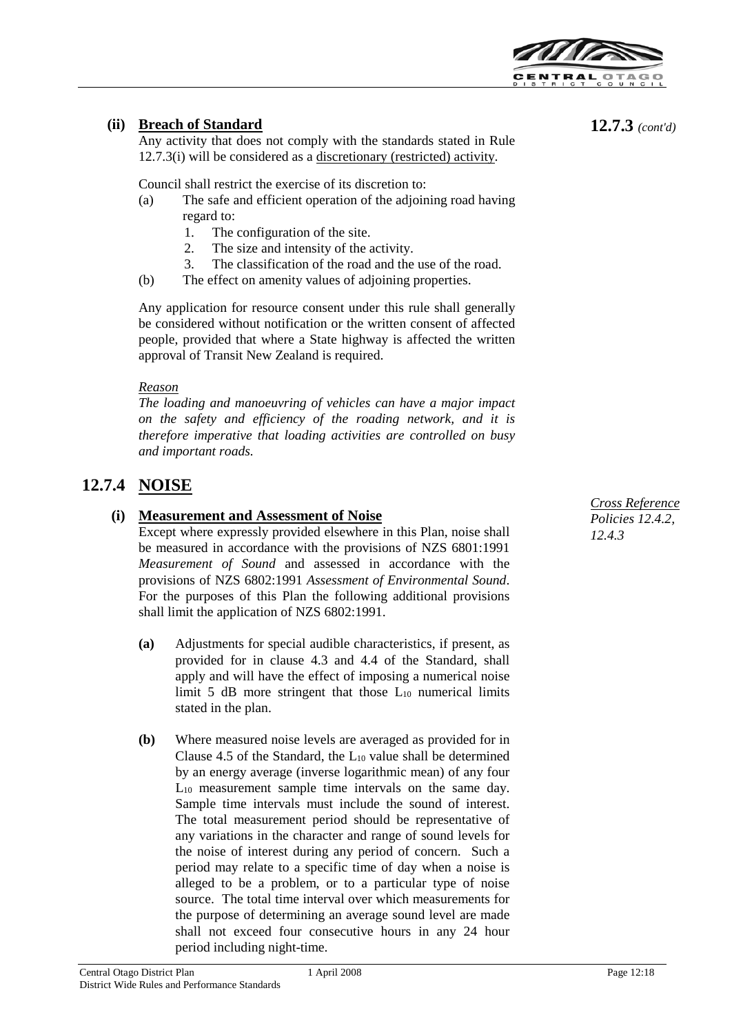**12.7.3** *(cont'd)*

**(ii) Breach of Standard**

Any activity that does not comply with the standards stated in Rule 12.7.3(i) will be considered as a discretionary (restricted) activity.

Council shall restrict the exercise of its discretion to:

(a) The safe and efficient operation of the adjoining road having regard to:
   1. The configuration of the site.
   2. The size and intensity of the activity.
   3. The classification of the road and the use of the road.

(b) The effect on amenity values of adjoining properties.

Any application for resource consent under this rule shall generally be considered without notification or the written consent of affected people, provided that where a State highway is affected the written approval of Transit New Zealand is required.

*Reason*

*The loading and manoeuvring of vehicles can have a major impact on the safety and efficiency of the roading network, and it is therefore imperative that loading activities are controlled on busy and important roads.*

## 12.7.4 NOISE

*Cross Reference Policies 12.4.2, 12.4.3*

**(i) Measurement and Assessment of Noise**

Except where expressly provided elsewhere in this Plan, noise shall be measured in accordance with the provisions of NZS 6801:1991 *Measurement of Sound* and assessed in accordance with the provisions of NZS 6802:1991 *Assessment of Environmental Sound*. For the purposes of this Plan the following additional provisions shall limit the application of NZS 6802:1991.

**(a)** Adjustments for special audible characteristics, if present, as provided for in clause 4.3 and 4.4 of the Standard, shall apply and will have the effect of imposing a numerical noise limit 5 dB more stringent that those $L_{10}$ numerical limits stated in the plan.

**(b)** Where measured noise levels are averaged as provided for in Clause 4.5 of the Standard, the $L_{10}$ value shall be determined by an energy average (inverse logarithmic mean) of any four $L_{10}$ measurement sample time intervals on the same day. Sample time intervals must include the sound of interest. The total measurement period should be representative of any variations in the character and range of sound levels for the noise of interest during any period of concern. Such a period may relate to a specific time of day when a noise is alleged to be a problem, or to a particular type of noise source. The total time interval over which measurements for the purpose of determining an average sound level are made shall not exceed four consecutive hours in any 24 hour period including night-time.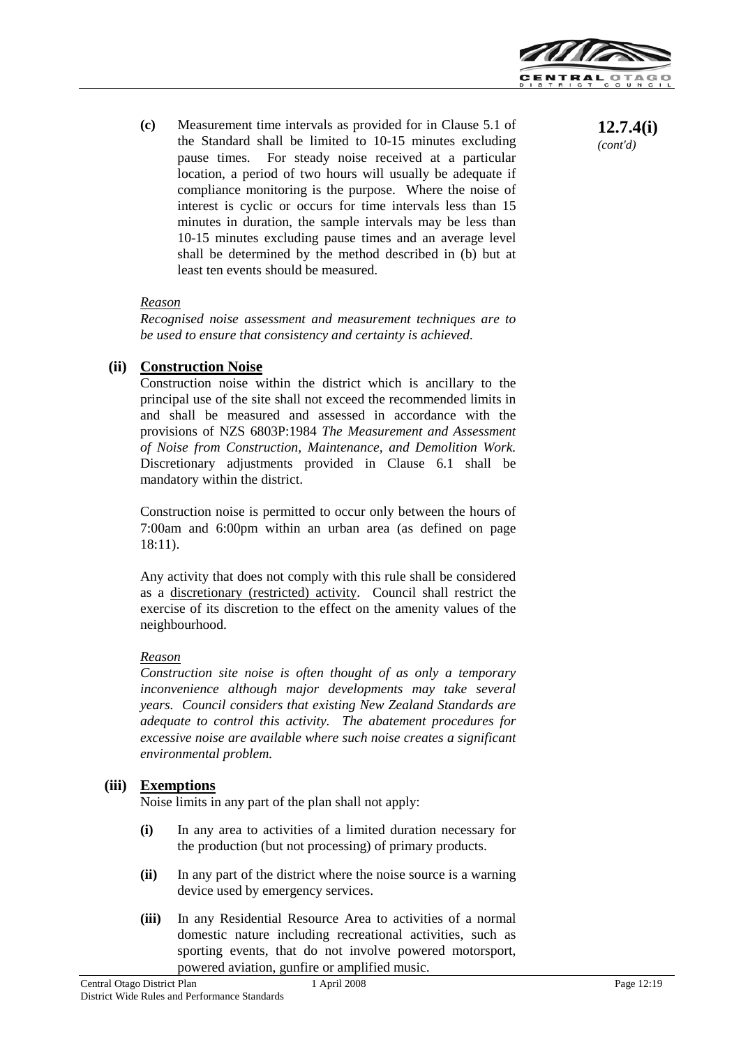**12.7.4(i)** *(cont'd)*

**(c)** Measurement time intervals as provided for in Clause 5.1 of the Standard shall be limited to 10-15 minutes excluding pause times. For steady noise received at a particular location, a period of two hours will usually be adequate if compliance monitoring is the purpose. Where the noise of interest is cyclic or occurs for time intervals less than 15 minutes in duration, the sample intervals may be less than 10-15 minutes excluding pause times and an average level shall be determined by the method described in (b) but at least ten events should be measured.

*Reason*

*Recognised noise assessment and measurement techniques are to be used to ensure that consistency and certainty is achieved.*

**(ii) Construction Noise**

Construction noise within the district which is ancillary to the principal use of the site shall not exceed the recommended limits in and shall be measured and assessed in accordance with the provisions of NZS 6803P:1984 *The Measurement and Assessment of Noise from Construction, Maintenance, and Demolition Work.* Discretionary adjustments provided in Clause 6.1 shall be mandatory within the district.

Construction noise is permitted to occur only between the hours of 7:00am and 6:00pm within an urban area (as defined on page 18:11).

Any activity that does not comply with this rule shall be considered as a discretionary (restricted) activity. Council shall restrict the exercise of its discretion to the effect on the amenity values of the neighbourhood.

*Reason*

*Construction site noise is often thought of as only a temporary inconvenience although major developments may take several years. Council considers that existing New Zealand Standards are adequate to control this activity. The abatement procedures for excessive noise are available where such noise creates a significant environmental problem.*

**(iii) Exemptions**

Noise limits in any part of the plan shall not apply:

**(i)** In any area to activities of a limited duration necessary for the production (but not processing) of primary products.

**(ii)** In any part of the district where the noise source is a warning device used by emergency services.

**(iii)** In any Residential Resource Area to activities of a normal domestic nature including recreational activities, such as sporting events, that do not involve powered motorsport, powered aviation, gunfire or amplified music.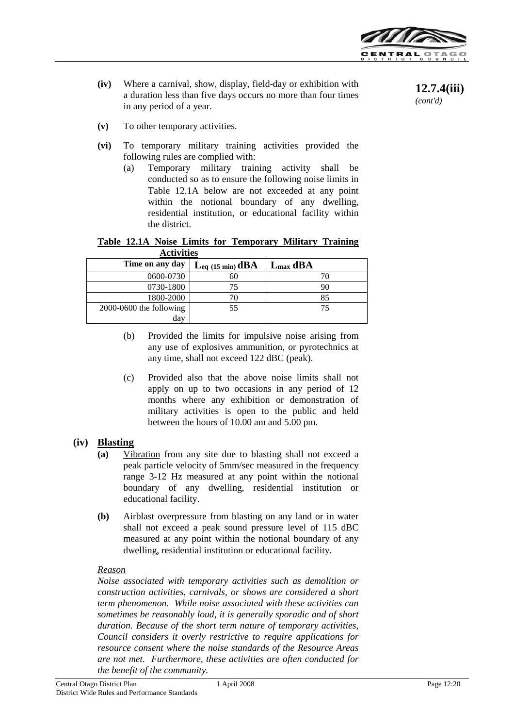**12.7.4(iii)** *(cont'd)*

**(iv)** Where a carnival, show, display, field-day or exhibition with a duration less than five days occurs no more than four times in any period of a year.

**(v)** To other temporary activities.

**(vi)** To temporary military training activities provided the following rules are complied with:

(a) Temporary military training activity shall be conducted so as to ensure the following noise limits in Table 12.1A below are not exceeded at any point within the notional boundary of any dwelling, residential institution, or educational facility within the district.

**Table 12.1A Noise Limits for Temporary Military Training Activities**

| Time on any day | $L_{eq\ (15\ min)}$ dBA | $L_{max}$ dBA |
|---|---|---|
| 0600-0730 | 60 | 70 |
| 0730-1800 | 75 | 90 |
| 1800-2000 | 70 | 85 |
| 2000-0600 the following day | 55 | 75 |

(b) Provided the limits for impulsive noise arising from any use of explosives ammunition, or pyrotechnics at any time, shall not exceed 122 dBC (peak).

(c) Provided also that the above noise limits shall not apply on up to two occasions in any period of 12 months where any exhibition or demonstration of military activities is open to the public and held between the hours of 10.00 am and 5.00 pm.

**(iv) Blasting**

**(a)** Vibration from any site due to blasting shall not exceed a peak particle velocity of 5mm/sec measured in the frequency range 3-12 Hz measured at any point within the notional boundary of any dwelling, residential institution or educational facility.

**(b)** Airblast overpressure from blasting on any land or in water shall not exceed a peak sound pressure level of 115 dBC measured at any point within the notional boundary of any dwelling, residential institution or educational facility.

*Reason*

*Noise associated with temporary activities such as demolition or construction activities, carnivals, or shows are considered a short term phenomenon. While noise associated with these activities can sometimes be reasonably loud, it is generally sporadic and of short duration. Because of the short term nature of temporary activities, Council considers it overly restrictive to require applications for resource consent where the noise standards of the Resource Areas are not met. Furthermore, these activities are often conducted for the benefit of the community.*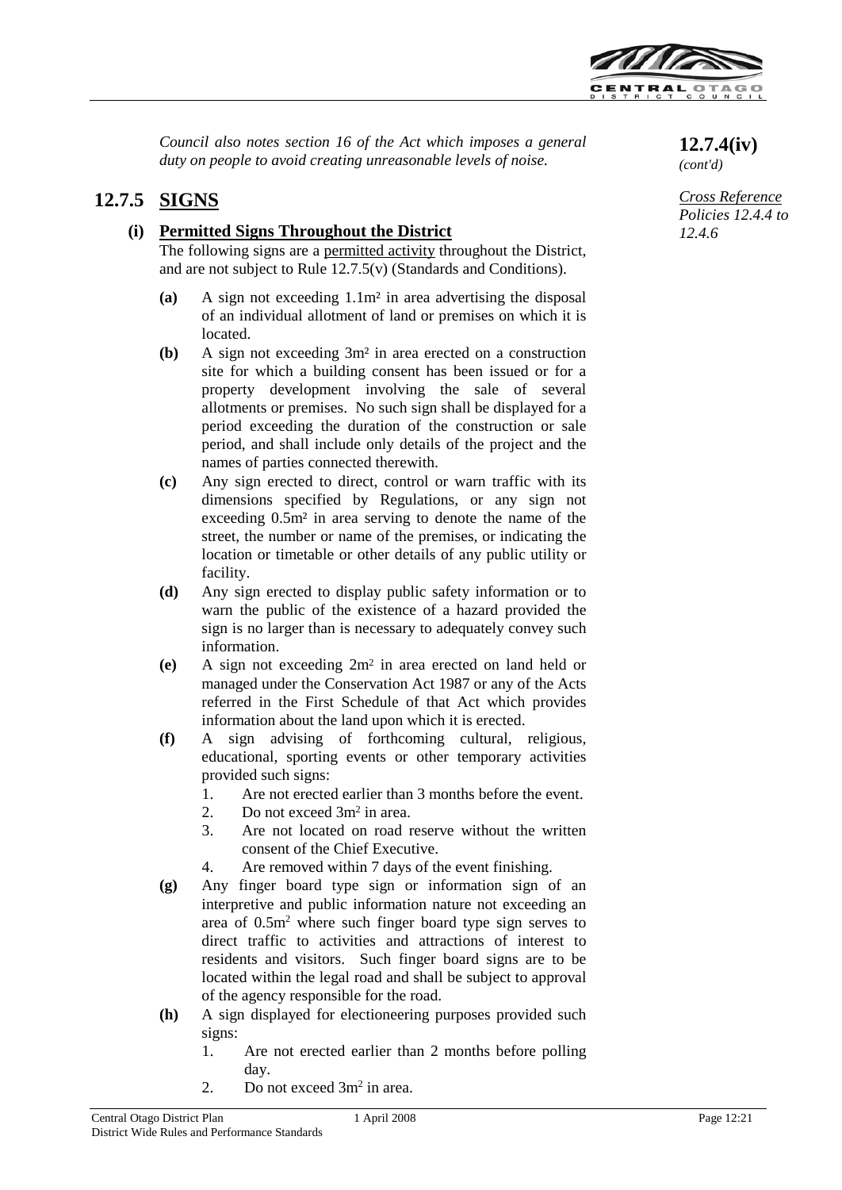*Council also notes section 16 of the Act which imposes a general duty on people to avoid creating unreasonable levels of noise.*

**12.7.4(iv)**
*(cont'd)*

## 12.7.5 SIGNS

*Cross Reference Policies 12.4.4 to 12.4.6*

### (i) Permitted Signs Throughout the District

The following signs are a permitted activity throughout the District, and are not subject to Rule 12.7.5(v) (Standards and Conditions).

**(a)** A sign not exceeding 1.1m² in area advertising the disposal of an individual allotment of land or premises on which it is located.

**(b)** A sign not exceeding 3m² in area erected on a construction site for which a building consent has been issued or for a property development involving the sale of several allotments or premises. No such sign shall be displayed for a period exceeding the duration of the construction or sale period, and shall include only details of the project and the names of parties connected therewith.

**(c)** Any sign erected to direct, control or warn traffic with its dimensions specified by Regulations, or any sign not exceeding 0.5m² in area serving to denote the name of the street, the number or name of the premises, or indicating the location or timetable or other details of any public utility or facility.

**(d)** Any sign erected to display public safety information or to warn the public of the existence of a hazard provided the sign is no larger than is necessary to adequately convey such information.

**(e)** A sign not exceeding 2m² in area erected on land held or managed under the Conservation Act 1987 or any of the Acts referred in the First Schedule of that Act which provides information about the land upon which it is erected.

**(f)** A sign advising of forthcoming cultural, religious, educational, sporting events or other temporary activities provided such signs:

1. Are not erected earlier than 3 months before the event.
2. Do not exceed 3m² in area.
3. Are not located on road reserve without the written consent of the Chief Executive.
4. Are removed within 7 days of the event finishing.

**(g)** Any finger board type sign or information sign of an interpretive and public information nature not exceeding an area of 0.5m² where such finger board type sign serves to direct traffic to activities and attractions of interest to residents and visitors. Such finger board signs are to be located within the legal road and shall be subject to approval of the agency responsible for the road.

**(h)** A sign displayed for electioneering purposes provided such signs:

1. Are not erected earlier than 2 months before polling day.
2. Do not exceed 3m² in area.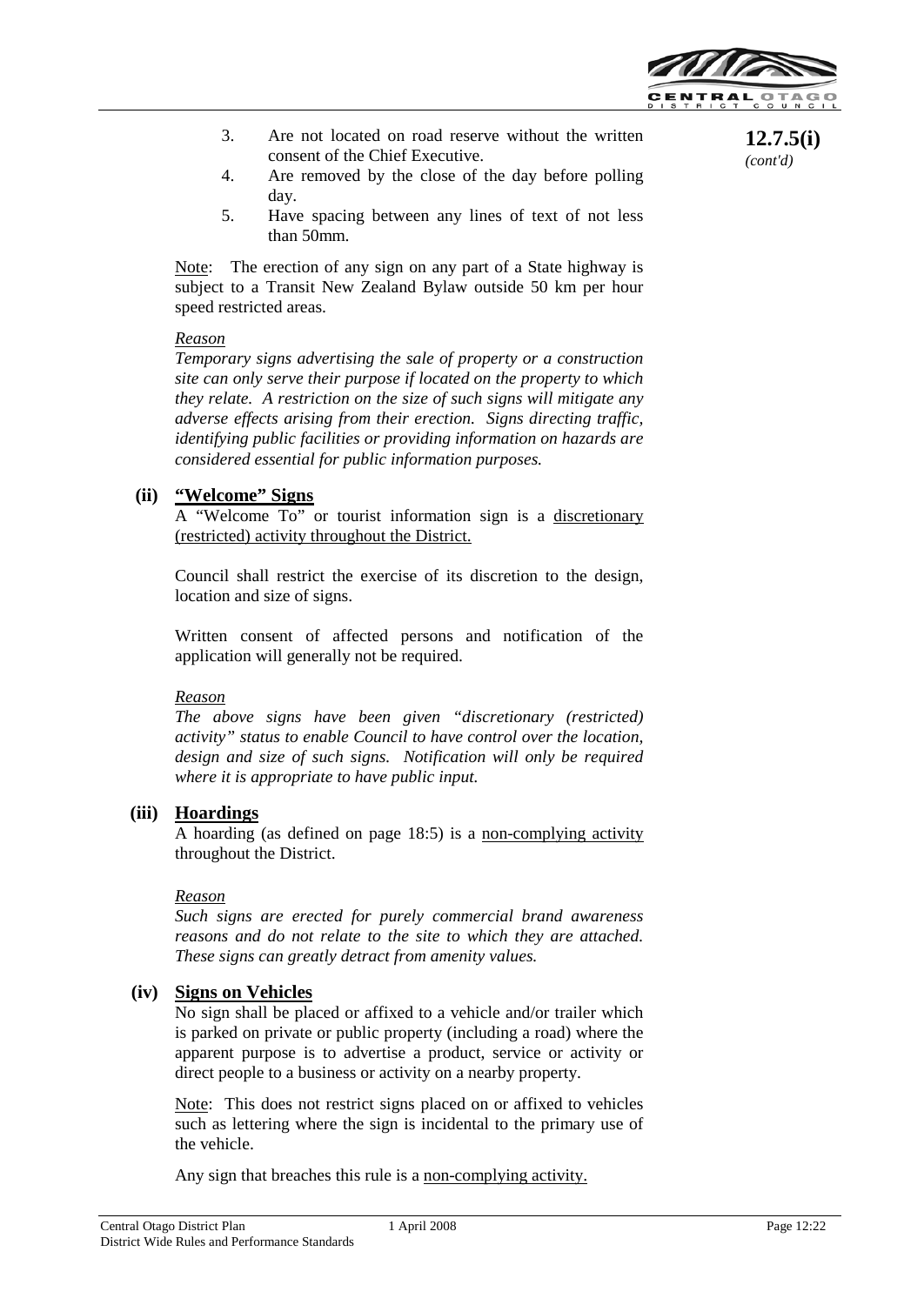**12.7.5(i)** *(cont'd)*

3. Are not located on road reserve without the written consent of the Chief Executive.
4. Are removed by the close of the day before polling day.
5. Have spacing between any lines of text of not less than 50mm.

Note: The erection of any sign on any part of a State highway is subject to a Transit New Zealand Bylaw outside 50 km per hour speed restricted areas.

*Reason*

*Temporary signs advertising the sale of property or a construction site can only serve their purpose if located on the property to which they relate. A restriction on the size of such signs will mitigate any adverse effects arising from their erection. Signs directing traffic, identifying public facilities or providing information on hazards are considered essential for public information purposes.*

### (ii) "Welcome" Signs

A "Welcome To" or tourist information sign is a discretionary (restricted) activity throughout the District.

Council shall restrict the exercise of its discretion to the design, location and size of signs.

Written consent of affected persons and notification of the application will generally not be required.

*Reason*

*The above signs have been given "discretionary (restricted) activity" status to enable Council to have control over the location, design and size of such signs. Notification will only be required where it is appropriate to have public input.*

### (iii) Hoardings

A hoarding (as defined on page 18:5) is a non-complying activity throughout the District.

*Reason*

*Such signs are erected for purely commercial brand awareness reasons and do not relate to the site to which they are attached. These signs can greatly detract from amenity values.*

### (iv) Signs on Vehicles

No sign shall be placed or affixed to a vehicle and/or trailer which is parked on private or public property (including a road) where the apparent purpose is to advertise a product, service or activity or direct people to a business or activity on a nearby property.

Note: This does not restrict signs placed on or affixed to vehicles such as lettering where the sign is incidental to the primary use of the vehicle.

Any sign that breaches this rule is a non-complying activity.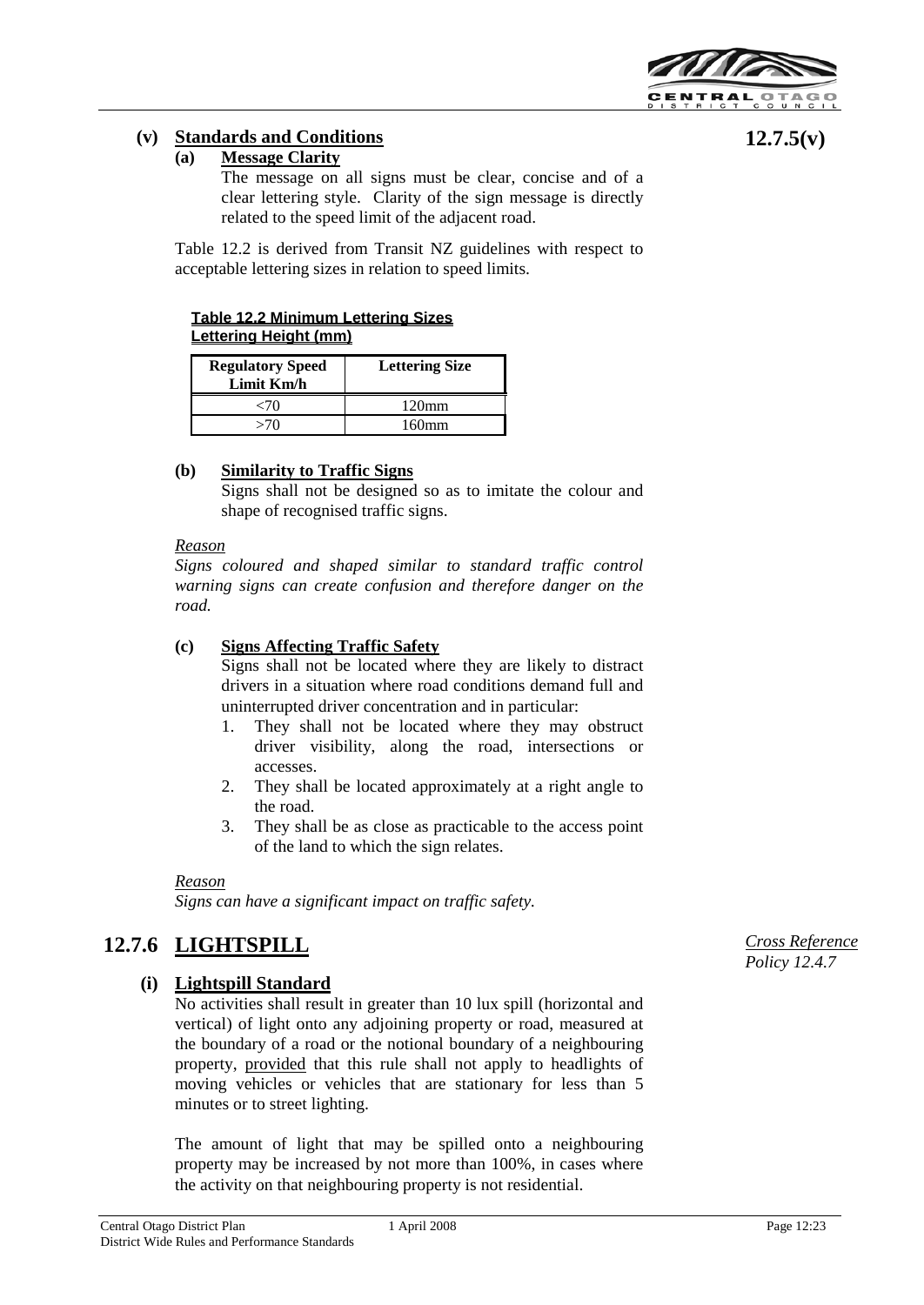### (v) Standards and Conditions

12.7.5(v)

#### (a) Message Clarity

The message on all signs must be clear, concise and of a clear lettering style. Clarity of the sign message is directly related to the speed limit of the adjacent road.

Table 12.2 is derived from Transit NZ guidelines with respect to acceptable lettering sizes in relation to speed limits.

**Table 12.2 Minimum Lettering Sizes**
**Lettering Height (mm)**

| Regulatory Speed Limit Km/h | Lettering Size |
|---|---|
| <70 | 120mm |
| >70 | 160mm |

#### (b) Similarity to Traffic Signs

Signs shall not be designed so as to imitate the colour and shape of recognised traffic signs.

*Reason*

*Signs coloured and shaped similar to standard traffic control warning signs can create confusion and therefore danger on the road.*

#### (c) Signs Affecting Traffic Safety

Signs shall not be located where they are likely to distract drivers in a situation where road conditions demand full and uninterrupted driver concentration and in particular:

1. They shall not be located where they may obstruct driver visibility, along the road, intersections or accesses.
2. They shall be located approximately at a right angle to the road.
3. They shall be as close as practicable to the access point of the land to which the sign relates.

*Reason*

*Signs can have a significant impact on traffic safety.*

## 12.7.6 LIGHTSPILL

*Cross Reference Policy 12.4.7*

### (i) Lightspill Standard

No activities shall result in greater than 10 lux spill (horizontal and vertical) of light onto any adjoining property or road, measured at the boundary of a road or the notional boundary of a neighbouring property, provided that this rule shall not apply to headlights of moving vehicles or vehicles that are stationary for less than 5 minutes or to street lighting.

The amount of light that may be spilled onto a neighbouring property may be increased by not more than 100%, in cases where the activity on that neighbouring property is not residential.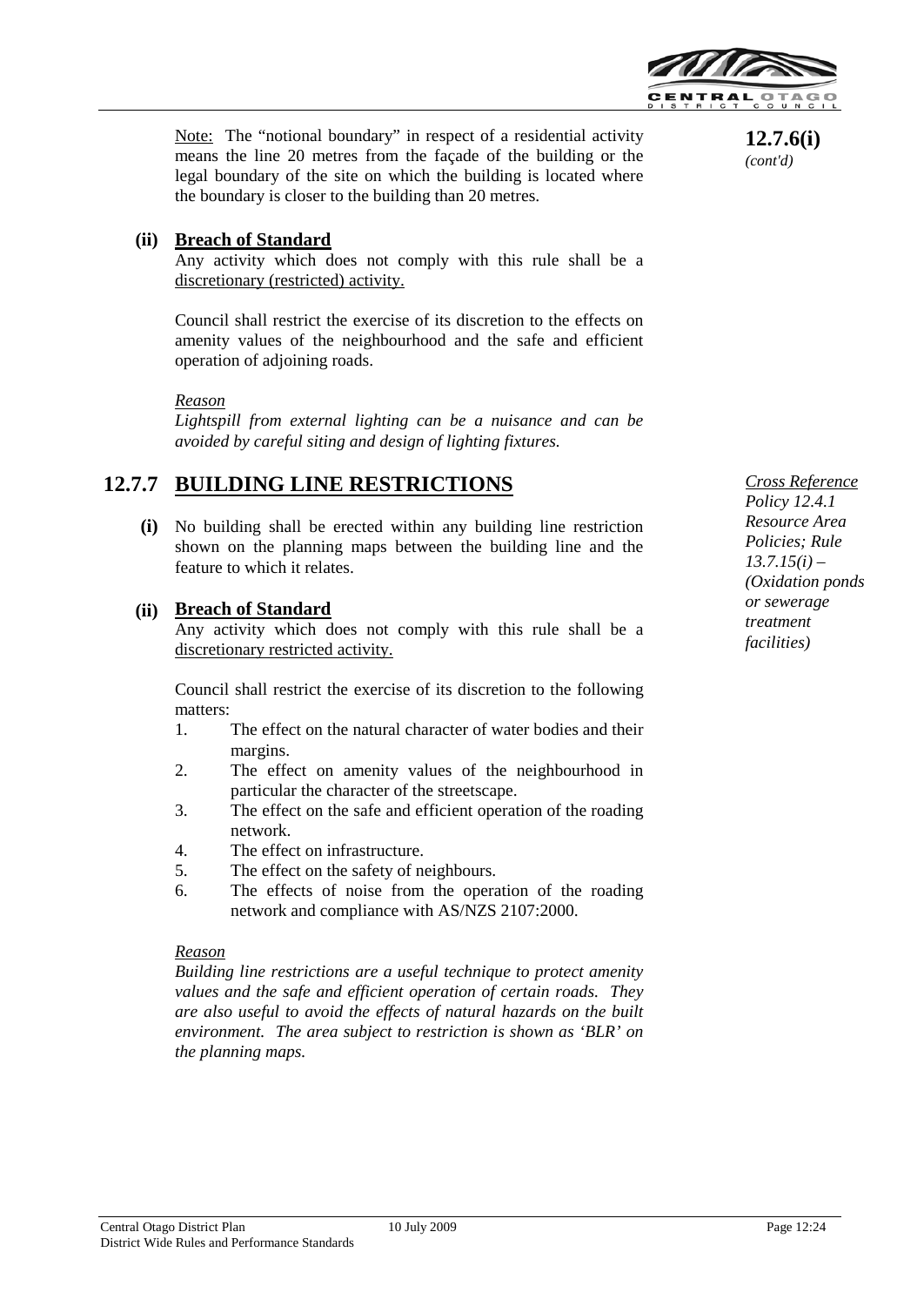**12.7.6(i)** *(cont'd)*

Note: The "notional boundary" in respect of a residential activity means the line 20 metres from the façade of the building or the legal boundary of the site on which the building is located where the boundary is closer to the building than 20 metres.

**(ii) Breach of Standard**

Any activity which does not comply with this rule shall be a discretionary (restricted) activity.

Council shall restrict the exercise of its discretion to the effects on amenity values of the neighbourhood and the safe and efficient operation of adjoining roads.

*Reason*

*Lightspill from external lighting can be a nuisance and can be avoided by careful siting and design of lighting fixtures.*

## 12.7.7 BUILDING LINE RESTRICTIONS

*Cross Reference*
*Policy 12.4.1 Resource Area Policies; Rule 13.7.15(i) – (Oxidation ponds or sewerage treatment facilities)*

**(i)** No building shall be erected within any building line restriction shown on the planning maps between the building line and the feature to which it relates.

**(ii) Breach of Standard**

Any activity which does not comply with this rule shall be a discretionary restricted activity.

Council shall restrict the exercise of its discretion to the following matters:

1. The effect on the natural character of water bodies and their margins.
2. The effect on amenity values of the neighbourhood in particular the character of the streetscape.
3. The effect on the safe and efficient operation of the roading network.
4. The effect on infrastructure.
5. The effect on the safety of neighbours.
6. The effects of noise from the operation of the roading network and compliance with AS/NZS 2107:2000.

*Reason*

*Building line restrictions are a useful technique to protect amenity values and the safe and efficient operation of certain roads. They are also useful to avoid the effects of natural hazards on the built environment. The area subject to restriction is shown as 'BLR' on the planning maps.*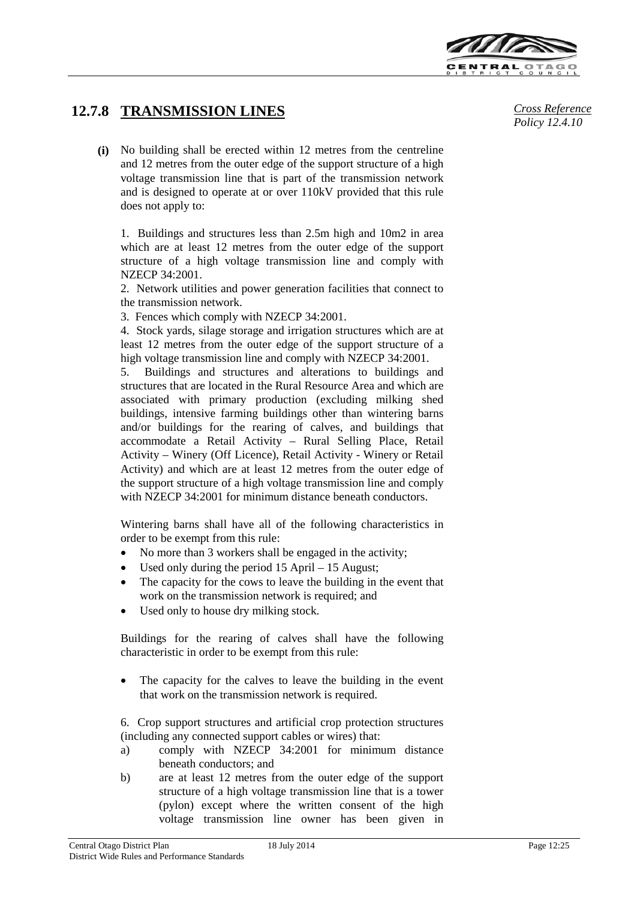## 12.7.8 TRANSMISSION LINES

*Cross Reference Policy 12.4.10*

**(i)** No building shall be erected within 12 metres from the centreline and 12 metres from the outer edge of the support structure of a high voltage transmission line that is part of the transmission network and is designed to operate at or over 110kV provided that this rule does not apply to:

1. Buildings and structures less than 2.5m high and 10m2 in area which are at least 12 metres from the outer edge of the support structure of a high voltage transmission line and comply with NZECP 34:2001.
2. Network utilities and power generation facilities that connect to the transmission network.
3. Fences which comply with NZECP 34:2001.
4. Stock yards, silage storage and irrigation structures which are at least 12 metres from the outer edge of the support structure of a high voltage transmission line and comply with NZECP 34:2001.
5. Buildings and structures and alterations to buildings and structures that are located in the Rural Resource Area and which are associated with primary production (excluding milking shed buildings, intensive farming buildings other than wintering barns and/or buildings for the rearing of calves, and buildings that accommodate a Retail Activity – Rural Selling Place, Retail Activity – Winery (Off Licence), Retail Activity - Winery or Retail Activity) and which are at least 12 metres from the outer edge of the support structure of a high voltage transmission line and comply with NZECP 34:2001 for minimum distance beneath conductors.

Wintering barns shall have all of the following characteristics in order to be exempt from this rule:

- No more than 3 workers shall be engaged in the activity;
- Used only during the period 15 April – 15 August;
- The capacity for the cows to leave the building in the event that work on the transmission network is required; and
- Used only to house dry milking stock.

Buildings for the rearing of calves shall have the following characteristic in order to be exempt from this rule:

- The capacity for the calves to leave the building in the event that work on the transmission network is required.

6. Crop support structures and artificial crop protection structures (including any connected support cables or wires) that:

a) comply with NZECP 34:2001 for minimum distance beneath conductors; and

b) are at least 12 metres from the outer edge of the support structure of a high voltage transmission line that is a tower (pylon) except where the written consent of the high voltage transmission line owner has been given in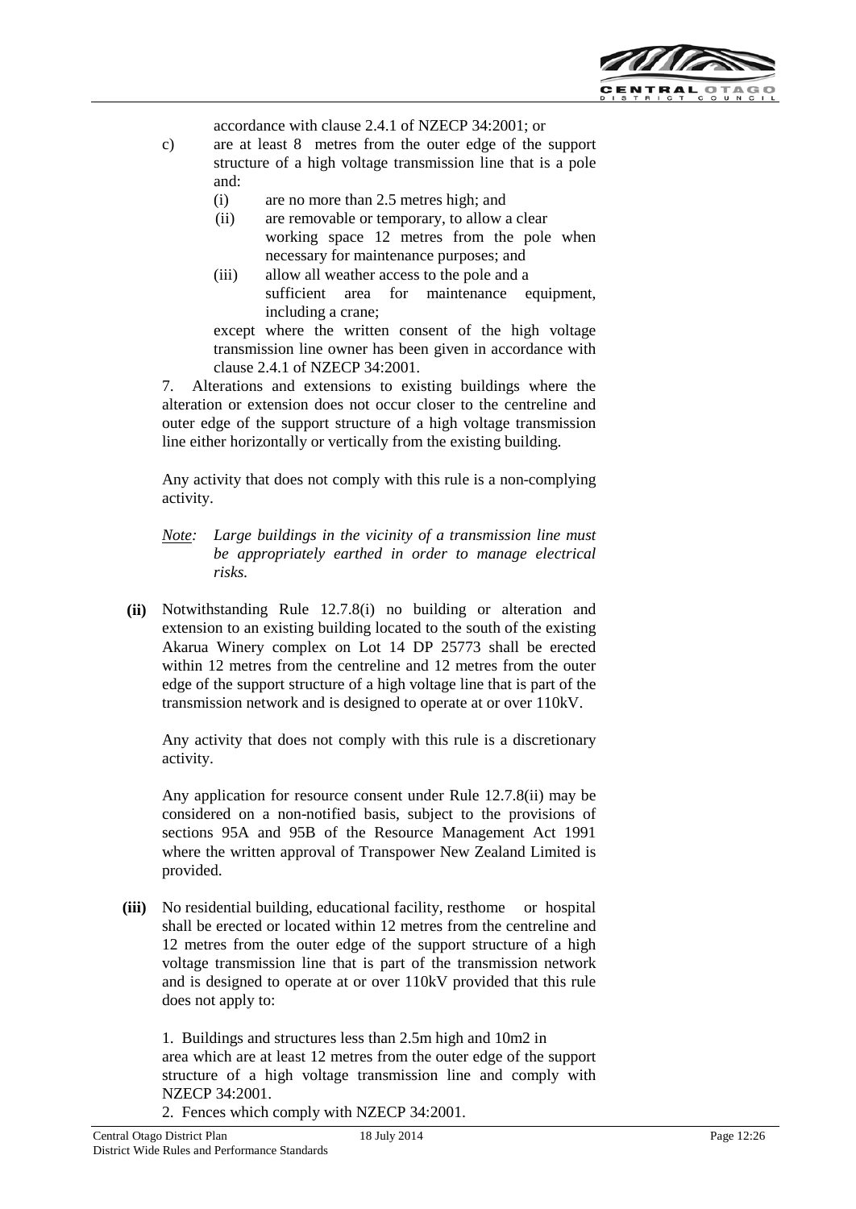accordance with clause 2.4.1 of NZECP 34:2001; or

c) are at least 8 metres from the outer edge of the support structure of a high voltage transmission line that is a pole and:

   (i) are no more than 2.5 metres high; and

   (ii) are removable or temporary, to allow a clear working space 12 metres from the pole when necessary for maintenance purposes; and

   (iii) allow all weather access to the pole and a sufficient area for maintenance equipment, including a crane;

   except where the written consent of the high voltage transmission line owner has been given in accordance with clause 2.4.1 of NZECP 34:2001.

7. Alterations and extensions to existing buildings where the alteration or extension does not occur closer to the centreline and outer edge of the support structure of a high voltage transmission line either horizontally or vertically from the existing building.

Any activity that does not comply with this rule is a non-complying activity.

*Note: Large buildings in the vicinity of a transmission line must be appropriately earthed in order to manage electrical risks.*

**(ii)** Notwithstanding Rule 12.7.8(i) no building or alteration and extension to an existing building located to the south of the existing Akarua Winery complex on Lot 14 DP 25773 shall be erected within 12 metres from the centreline and 12 metres from the outer edge of the support structure of a high voltage line that is part of the transmission network and is designed to operate at or over 110kV.

Any activity that does not comply with this rule is a discretionary activity.

Any application for resource consent under Rule 12.7.8(ii) may be considered on a non-notified basis, subject to the provisions of sections 95A and 95B of the Resource Management Act 1991 where the written approval of Transpower New Zealand Limited is provided.

**(iii)** No residential building, educational facility, resthome or hospital shall be erected or located within 12 metres from the centreline and 12 metres from the outer edge of the support structure of a high voltage transmission line that is part of the transmission network and is designed to operate at or over 110kV provided that this rule does not apply to:

1. Buildings and structures less than 2.5m high and 10m2 in area which are at least 12 metres from the outer edge of the support structure of a high voltage transmission line and comply with NZECP 34:2001.
2. Fences which comply with NZECP 34:2001.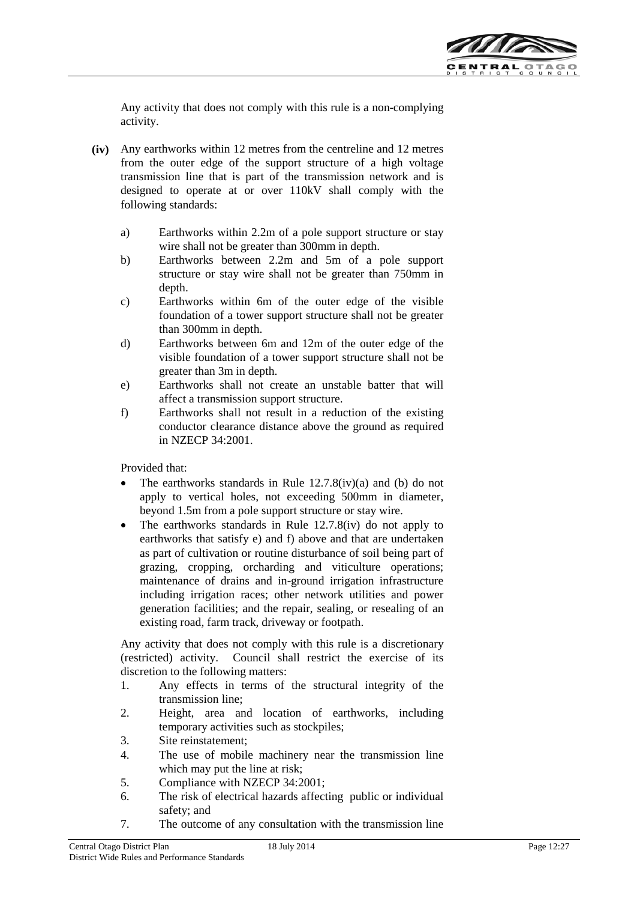Any activity that does not comply with this rule is a non-complying activity.

**(iv)** Any earthworks within 12 metres from the centreline and 12 metres from the outer edge of the support structure of a high voltage transmission line that is part of the transmission network and is designed to operate at or over 110kV shall comply with the following standards:

a) Earthworks within 2.2m of a pole support structure or stay wire shall not be greater than 300mm in depth.

b) Earthworks between 2.2m and 5m of a pole support structure or stay wire shall not be greater than 750mm in depth.

c) Earthworks within 6m of the outer edge of the visible foundation of a tower support structure shall not be greater than 300mm in depth.

d) Earthworks between 6m and 12m of the outer edge of the visible foundation of a tower support structure shall not be greater than 3m in depth.

e) Earthworks shall not create an unstable batter that will affect a transmission support structure.

f) Earthworks shall not result in a reduction of the existing conductor clearance distance above the ground as required in NZECP 34:2001.

Provided that:

- The earthworks standards in Rule 12.7.8(iv)(a) and (b) do not apply to vertical holes, not exceeding 500mm in diameter, beyond 1.5m from a pole support structure or stay wire.
- The earthworks standards in Rule 12.7.8(iv) do not apply to earthworks that satisfy e) and f) above and that are undertaken as part of cultivation or routine disturbance of soil being part of grazing, cropping, orcharding and viticulture operations; maintenance of drains and in-ground irrigation infrastructure including irrigation races; other network utilities and power generation facilities; and the repair, sealing, or resealing of an existing road, farm track, driveway or footpath.

Any activity that does not comply with this rule is a discretionary (restricted) activity. Council shall restrict the exercise of its discretion to the following matters:

1. Any effects in terms of the structural integrity of the transmission line;
2. Height, area and location of earthworks, including temporary activities such as stockpiles;
3. Site reinstatement;
4. The use of mobile machinery near the transmission line which may put the line at risk;
5. Compliance with NZECP 34:2001;
6. The risk of electrical hazards affecting public or individual safety; and
7. The outcome of any consultation with the transmission line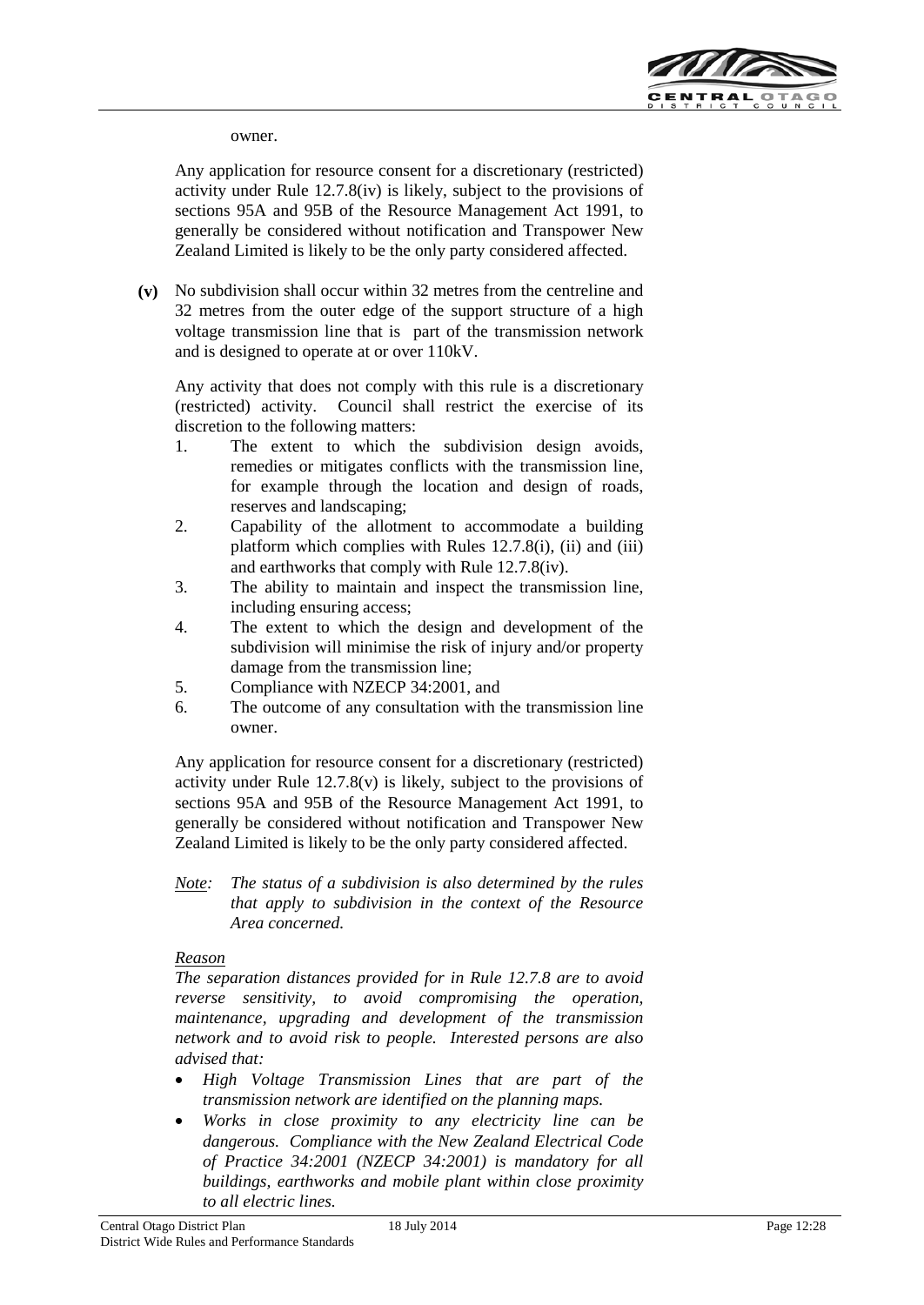owner.

Any application for resource consent for a discretionary (restricted) activity under Rule 12.7.8(iv) is likely, subject to the provisions of sections 95A and 95B of the Resource Management Act 1991, to generally be considered without notification and Transpower New Zealand Limited is likely to be the only party considered affected.

**(v)** No subdivision shall occur within 32 metres from the centreline and 32 metres from the outer edge of the support structure of a high voltage transmission line that is part of the transmission network and is designed to operate at or over 110kV.

Any activity that does not comply with this rule is a discretionary (restricted) activity. Council shall restrict the exercise of its discretion to the following matters:

1. The extent to which the subdivision design avoids, remedies or mitigates conflicts with the transmission line, for example through the location and design of roads, reserves and landscaping;
2. Capability of the allotment to accommodate a building platform which complies with Rules 12.7.8(i), (ii) and (iii) and earthworks that comply with Rule 12.7.8(iv).
3. The ability to maintain and inspect the transmission line, including ensuring access;
4. The extent to which the design and development of the subdivision will minimise the risk of injury and/or property damage from the transmission line;
5. Compliance with NZECP 34:2001, and
6. The outcome of any consultation with the transmission line owner.

Any application for resource consent for a discretionary (restricted) activity under Rule 12.7.8(v) is likely, subject to the provisions of sections 95A and 95B of the Resource Management Act 1991, to generally be considered without notification and Transpower New Zealand Limited is likely to be the only party considered affected.

*<u>Note</u>: The status of a subdivision is also determined by the rules that apply to subdivision in the context of the Resource Area concerned.*

*<u>Reason</u>*

*The separation distances provided for in Rule 12.7.8 are to avoid reverse sensitivity, to avoid compromising the operation, maintenance, upgrading and development of the transmission network and to avoid risk to people. Interested persons are also advised that:*

- *High Voltage Transmission Lines that are part of the transmission network are identified on the planning maps.*
- *Works in close proximity to any electricity line can be dangerous. Compliance with the New Zealand Electrical Code of Practice 34:2001 (NZECP 34:2001) is mandatory for all buildings, earthworks and mobile plant within close proximity to all electric lines.*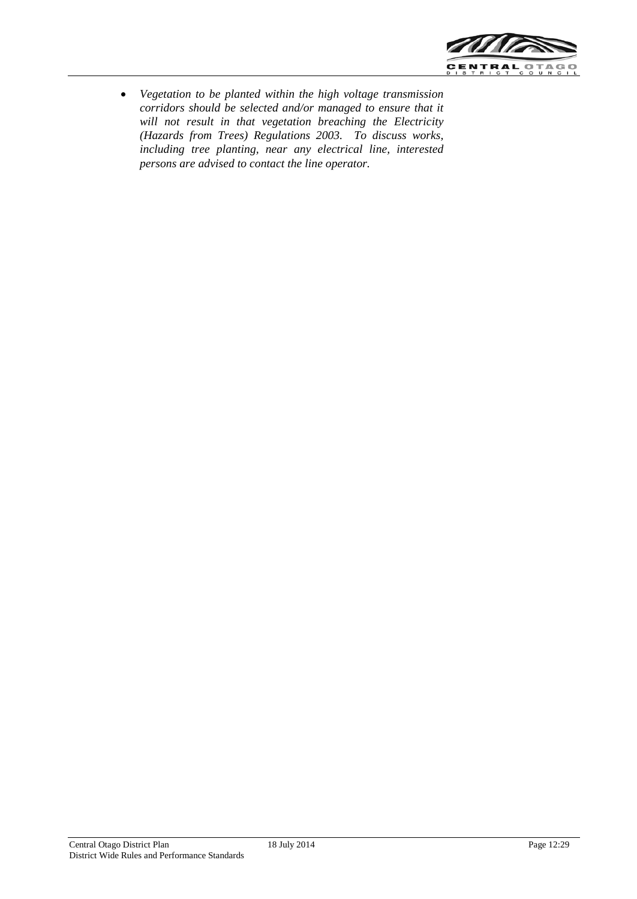- *Vegetation to be planted within the high voltage transmission corridors should be selected and/or managed to ensure that it will not result in that vegetation breaching the Electricity (Hazards from Trees) Regulations 2003. To discuss works, including tree planting, near any electrical line, interested persons are advised to contact the line operator.*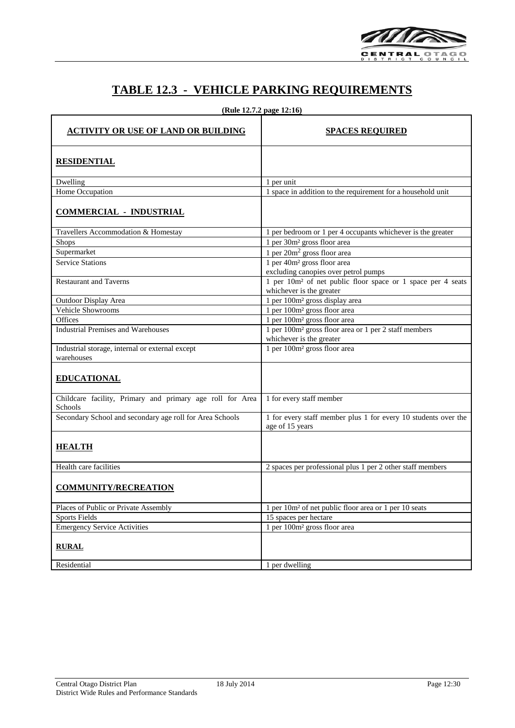# TABLE 12.3 - VEHICLE PARKING REQUIREMENTS

**(Rule 12.7.2 page 12:16)**

| ACTIVITY OR USE OF LAND OR BUILDING | SPACES REQUIRED |
|---|---|
| **RESIDENTIAL** | |
| Dwelling | 1 per unit |
| Home Occupation | 1 space in addition to the requirement for a household unit |
| **COMMERCIAL - INDUSTRIAL** | |
| Travellers Accommodation & Homestay | 1 per bedroom or 1 per 4 occupants whichever is the greater |
| Shops | 1 per 30m² gross floor area |
| Supermarket | 1 per 20m² gross floor area |
| Service Stations | 1 per 40m² gross floor area excluding canopies over petrol pumps |
| Restaurant and Taverns | 1 per 10m² of net public floor space or 1 space per 4 seats whichever is the greater |
| Outdoor Display Area | 1 per 100m² gross display area |
| Vehicle Showrooms | 1 per 100m² gross floor area |
| Offices | 1 per 100m² gross floor area |
| Industrial Premises and Warehouses | 1 per 100m² gross floor area or 1 per 2 staff members whichever is the greater |
| Industrial storage, internal or external except warehouses | 1 per 100m² gross floor area |
| **EDUCATIONAL** | |
| Childcare facility, Primary and primary age roll for Area Schools | 1 for every staff member |
| Secondary School and secondary age roll for Area Schools | 1 for every staff member plus 1 for every 10 students over the age of 15 years |
| **HEALTH** | |
| Health care facilities | 2 spaces per professional plus 1 per 2 other staff members |
| **COMMUNITY/RECREATION** | |
| Places of Public or Private Assembly | 1 per 10m² of net public floor area or 1 per 10 seats |
| Sports Fields | 15 spaces per hectare |
| Emergency Service Activities | 1 per 100m² gross floor area |
| **RURAL** | |
| Residential | 1 per dwelling |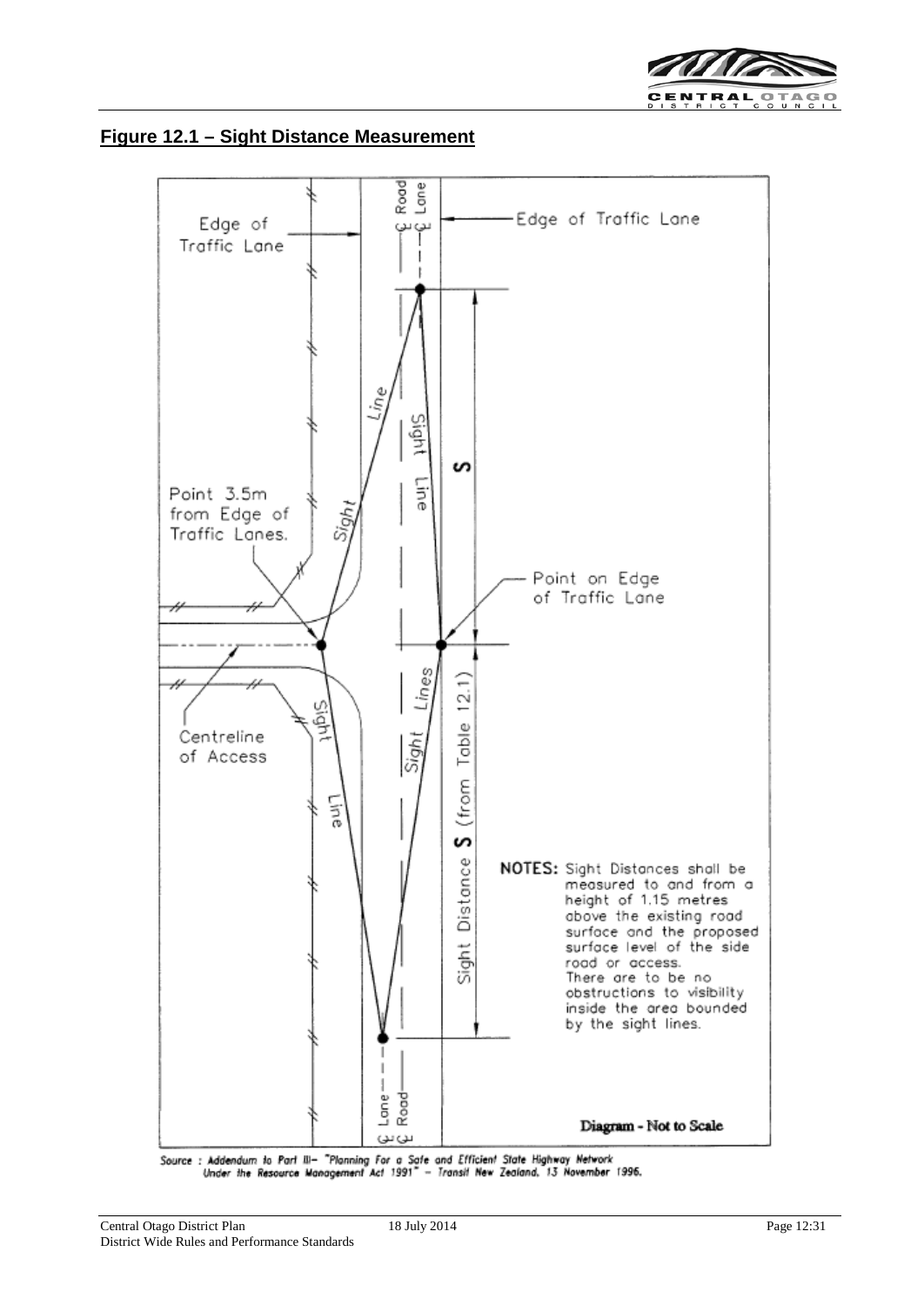## Figure 12.1 – Sight Distance Measurement

Edge of Traffic Lane

Edge of Traffic Lane

Point 3.5m from Edge of Traffic Lanes.

Point on Edge of Traffic Lane

Centreline of Access

Sight Distance **S** (from Table 12.1)

**NOTES:** Sight Distances shall be measured to and from a height of 1.15 metres above the existing road surface and the proposed surface level of the side road or access. There are to be no obstructions to visibility inside the area bounded by the sight lines.

**Diagram - Not to Scale**

Source : Addendum to Part III– "Planning For a Safe and Efficient State Highway Network Under the Resource Management Act 1991" – Transit New Zealand, 13 November 1996.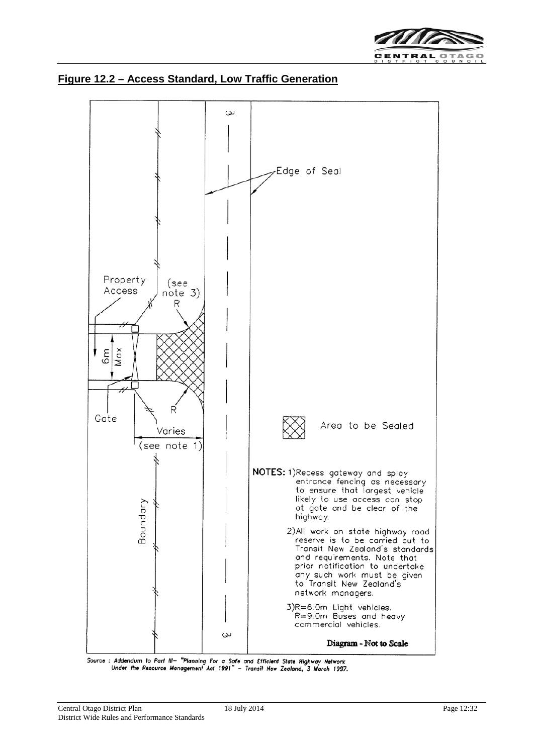## Figure 12.2 – Access Standard, Low Traffic Generation

Edge of Seal

Property Access

(see note 3)

R

6m Max

Gate

Varies

(see note 1)

Boundary

Area to be Sealed

**NOTES:** 1) Recess gateway and splay entrance fencing as necessary to ensure that largest vehicle likely to use access can stop at gate and be clear of the highway.

2) All work on state highway road reserve is to be carried out to Transit New Zealand's standards and requirements. Note that prior notification to undertake any such work must be given to Transit New Zealand's network managers.

3) R=6.0m Light vehicles. R=9.0m Buses and heavy commercial vehicles.

**Diagram - Not to Scale**

*Source : Addendum to Part III– "Planning For a Safe and Efficient State Highway Network Under the Resource Management Act 1991" – Transit New Zealand, 3 March 1997.*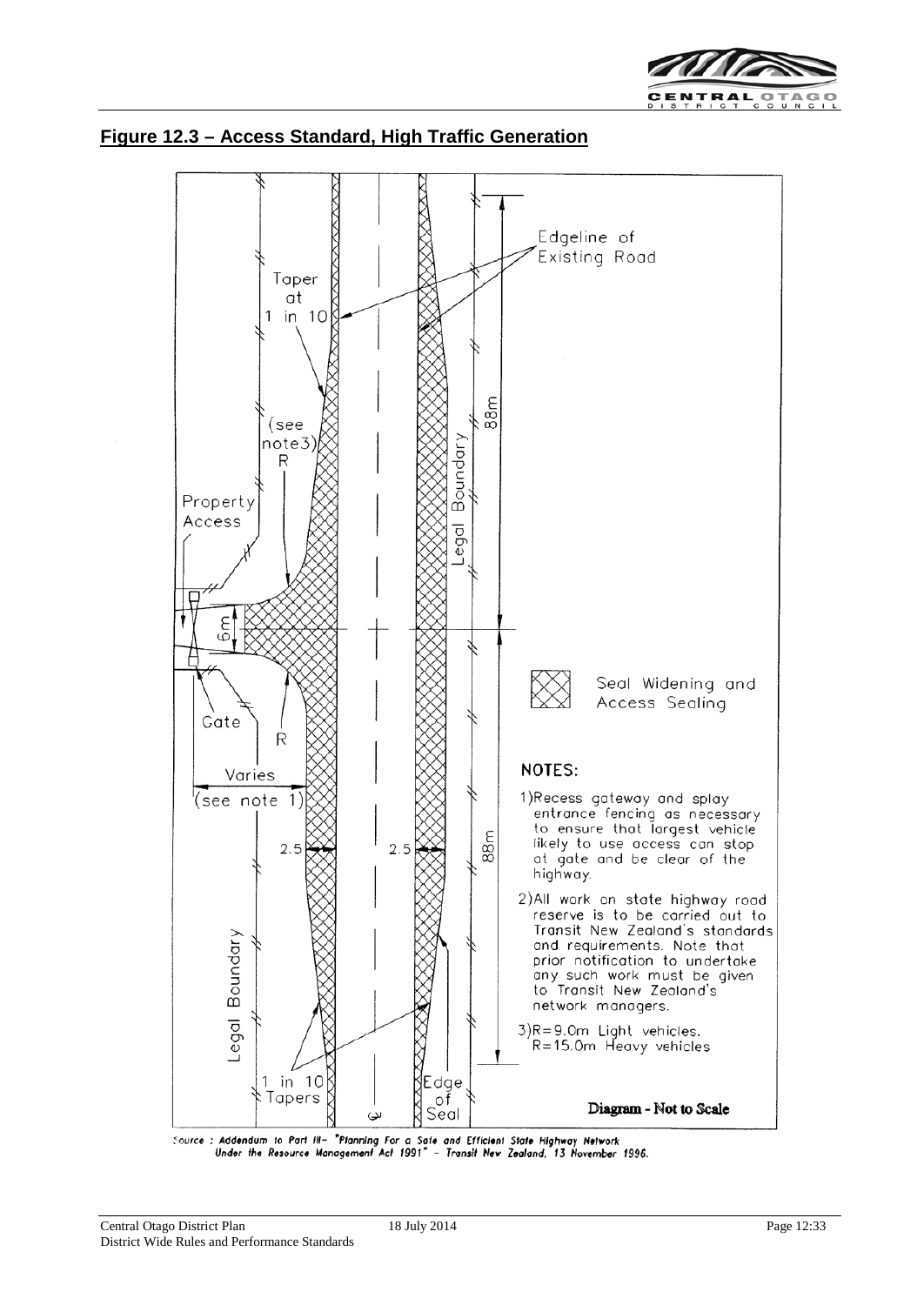## Figure 12.3 – Access Standard, High Traffic Generation

Edgeline of Existing Road

Taper at 1 in 10

(see note3) R

Property Access

Legal Boundary

88m

6m

Gate

R

Varies (see note 1)

2.5

2.5

88m

Seal Widening and Access Sealing

NOTES:

1) Recess gateway and splay entrance fencing as necessary to ensure that largest vehicle likely to use access can stop at gate and be clear of the highway.

2) All work on state highway road reserve is to be carried out to Transit New Zealand's standards and requirements. Note that prior notification to undertake any such work must be given to Transit New Zealand's network managers.

3) R=9.0m Light vehicles. R=15.0m Heavy vehicles

Legal Boundary

1 in 10 Tapers

Edge of Seal

**Diagram - Not to Scale**

*Source : Addendum to Part III– "Planning For a Safe and Efficient State Highway Network Under the Resource Management Act 1991" – Transit New Zealand, 13 November 1996.*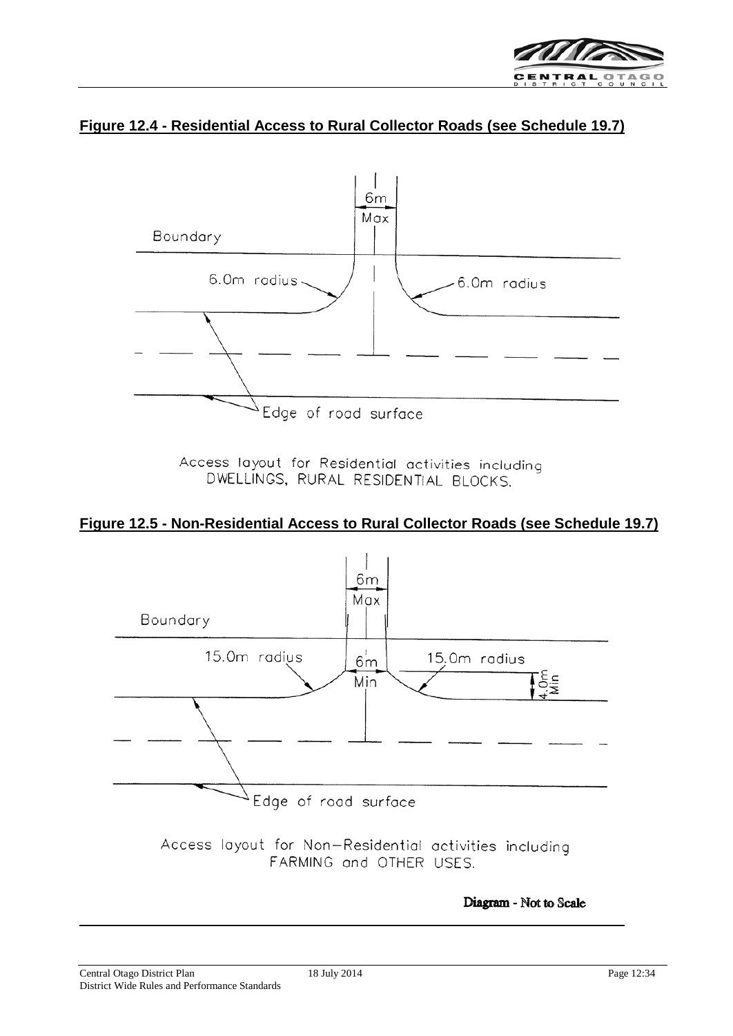**Figure 12.4 - Residential Access to Rural Collector Roads (see Schedule 19.7)**

6m Max

Boundary

6.0m radius

6.0m radius

Edge of road surface

Access layout for Residential activities including DWELLINGS, RURAL RESIDENTIAL BLOCKS.

**Figure 12.5 - Non-Residential Access to Rural Collector Roads (see Schedule 19.7)**

6m Max

Boundary

15.0m radius

6m Min

15.0m radius

4.0m Min

Edge of road surface

Access layout for Non-Residential activities including FARMING and OTHER USES.

**Diagram - Not to Scale**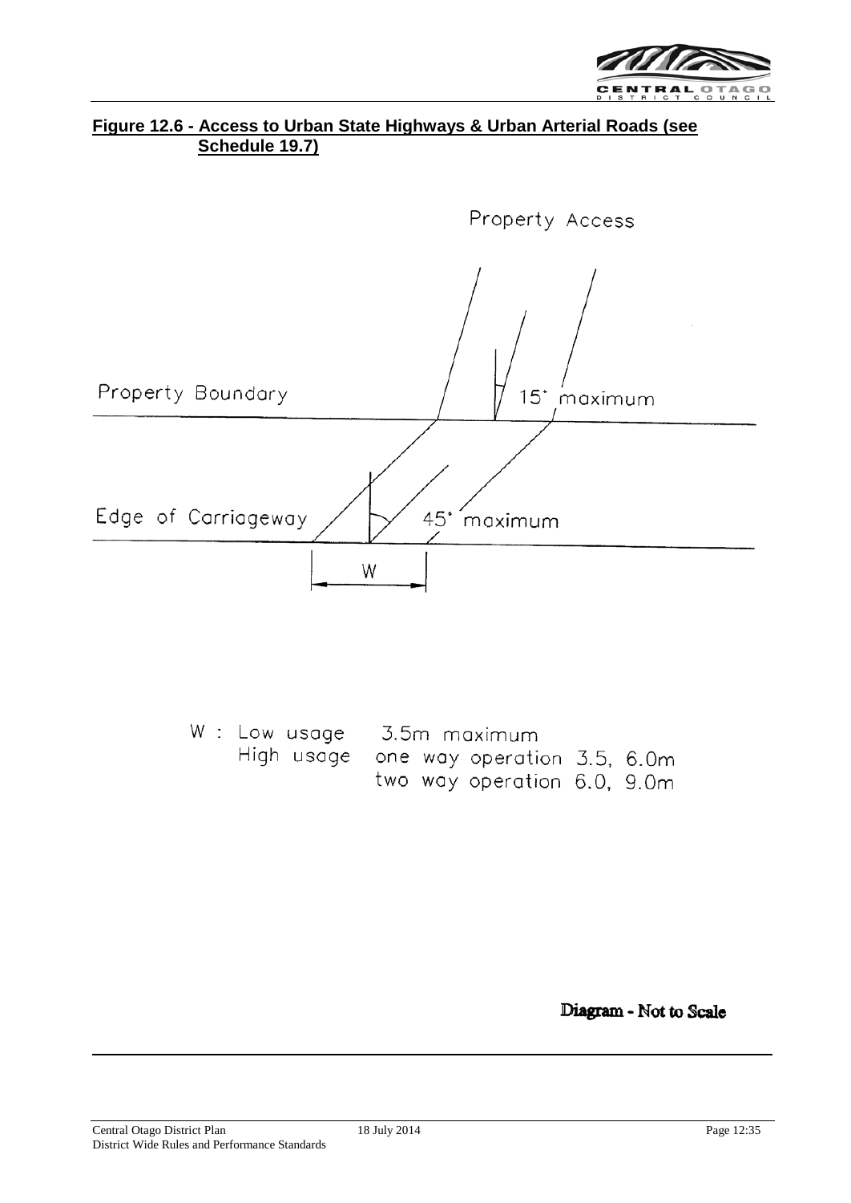**Figure 12.6 - Access to Urban State Highways & Urban Arterial Roads (see Schedule 19.7)**

Property Access

Property Boundary

15° maximum

Edge of Carriageway

45° maximum

W

W : Low usage 3.5m maximum
High usage one way operation 3.5, 6.0m
two way operation 6.0, 9.0m

Diagram - Not to Scale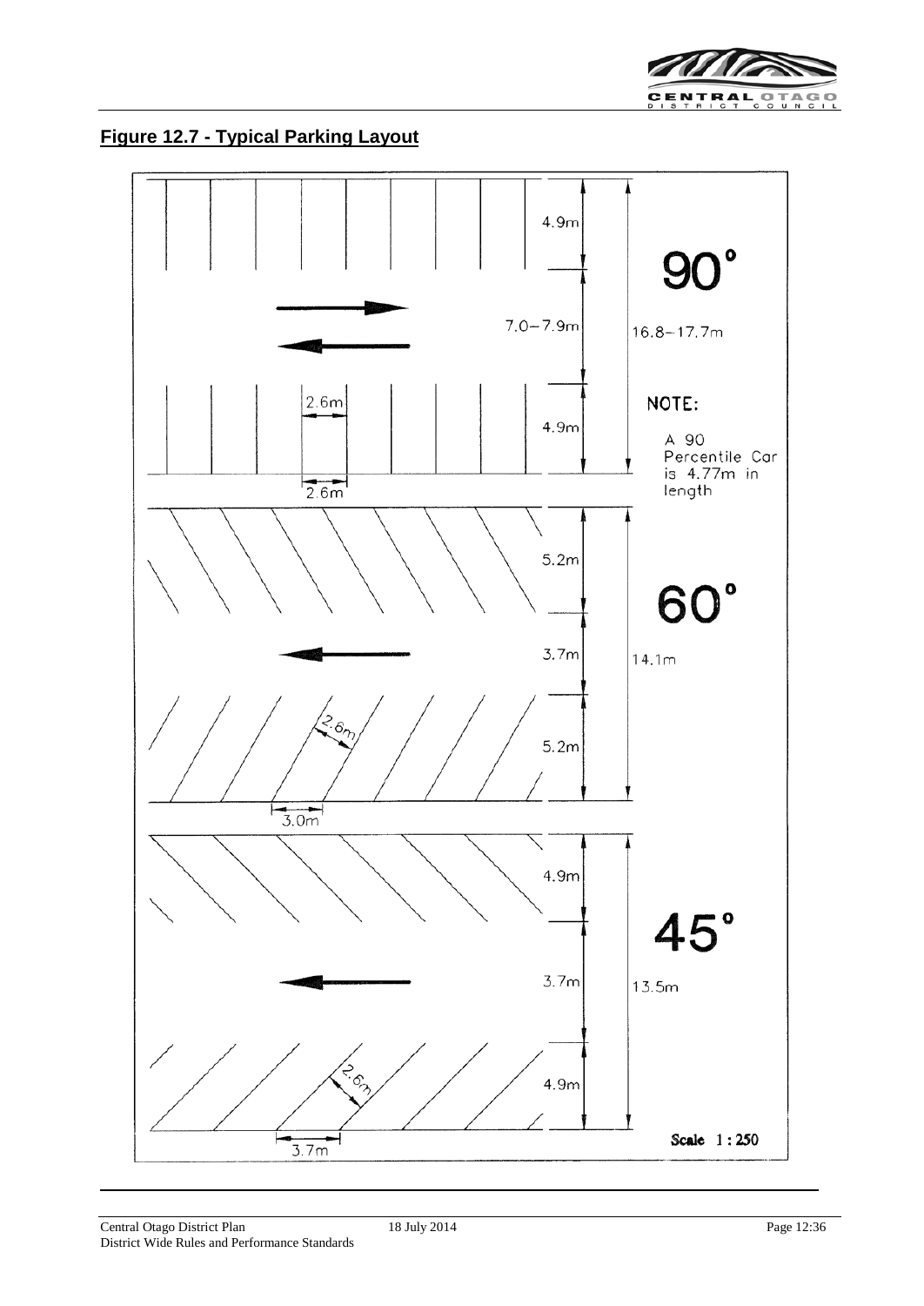## Figure 12.7 - Typical Parking Layout

90°

4.9m

7.0–7.9m

16.8–17.7m

4.9m

2.6m

2.6m

NOTE:

A 90 Percentile Car is 4.77m in length

60°

5.2m

3.7m

14.1m

5.2m

2.6m

3.0m

45°

4.9m

3.7m

13.5m

4.9m

2.6m

3.7m

Scale 1 : 250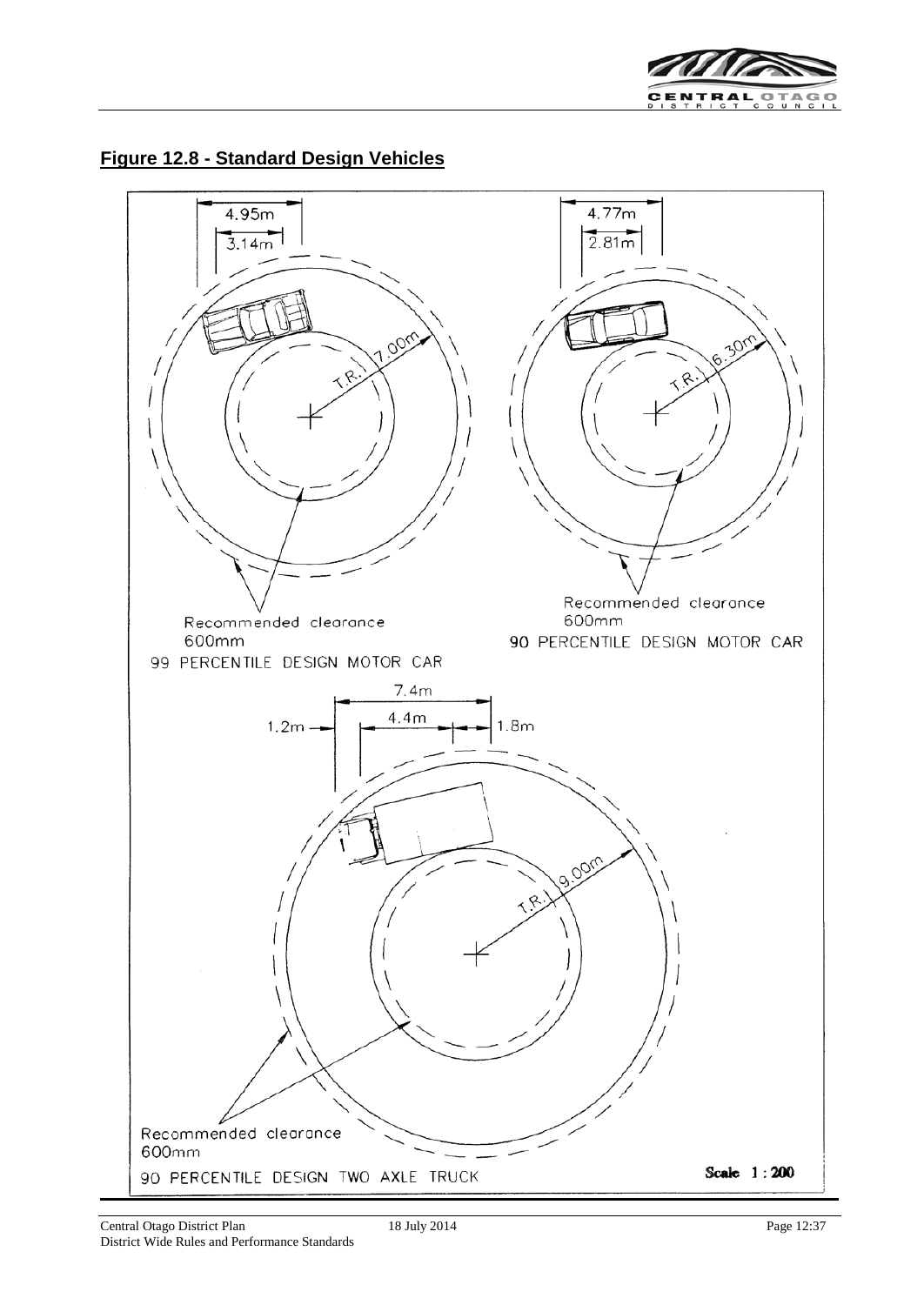## Figure 12.8 - Standard Design Vehicles

4.95m

3.14m

T.R. 7.00m

Recommended clearance 600mm

99 PERCENTILE DESIGN MOTOR CAR

4.77m

2.81m

T.R. 6.30m

Recommended clearance 600mm

90 PERCENTILE DESIGN MOTOR CAR

7.4m

1.2m

4.4m

1.8m

T.R. 9.00m

Recommended clearance 600mm

90 PERCENTILE DESIGN TWO AXLE TRUCK

Scale 1 : 200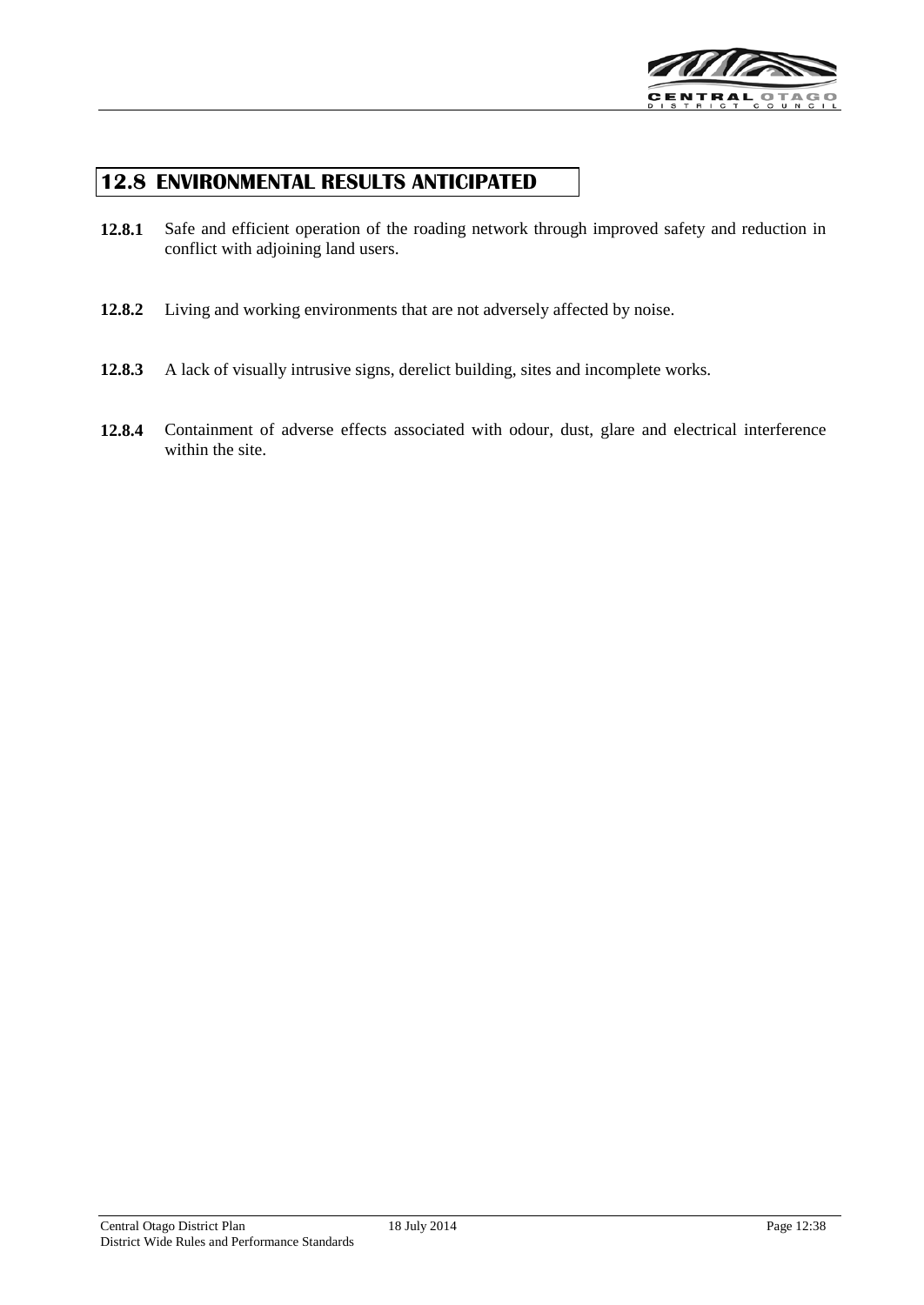## 12.8 ENVIRONMENTAL RESULTS ANTICIPATED

**12.8.1** Safe and efficient operation of the roading network through improved safety and reduction in conflict with adjoining land users.

**12.8.2** Living and working environments that are not adversely affected by noise.

**12.8.3** A lack of visually intrusive signs, derelict building, sites and incomplete works.

**12.8.4** Containment of adverse effects associated with odour, dust, glare and electrical interference within the site.